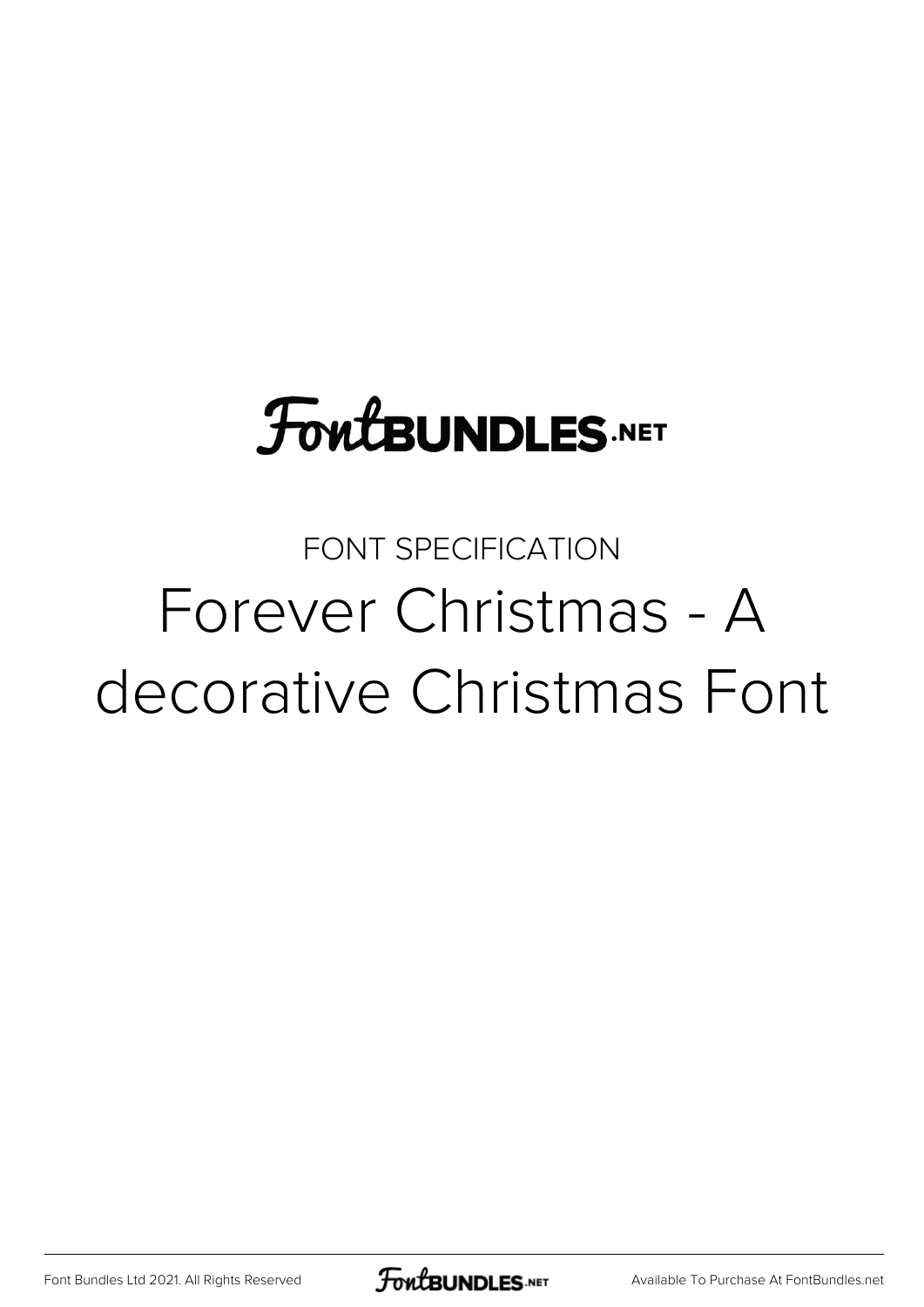FontBUNDLES.NET

FONT SPECIFICATION

# Forever Christmas - A decorative Christmas Font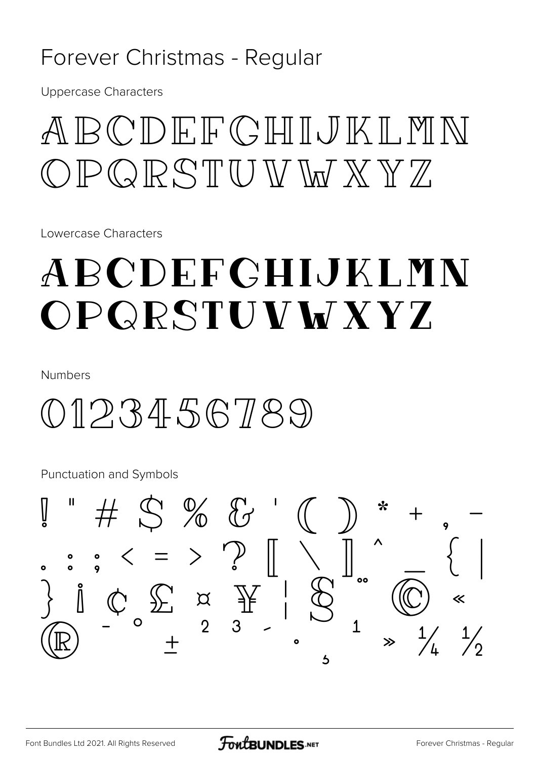# Forever Christmas - Regular

Uppercase Characters

ABCDEFGHIJKLMN
OPQRSTUVWXYZ

Lowercase Characters

ABCDEFGHIJKLMN
OPQRSTUVWXYZ

Numbers

0123456789

Punctuation and Symbols

! " # $ % & ' ( ) * + , -
. : ; < = > ? [ \ ] ^ _ { |
} ¡ ¢ £ ¤ ¥ ¦ § ¨ © «
® ¯ ° ± ² ³ ´ · ¸ ¹ » ¼ ½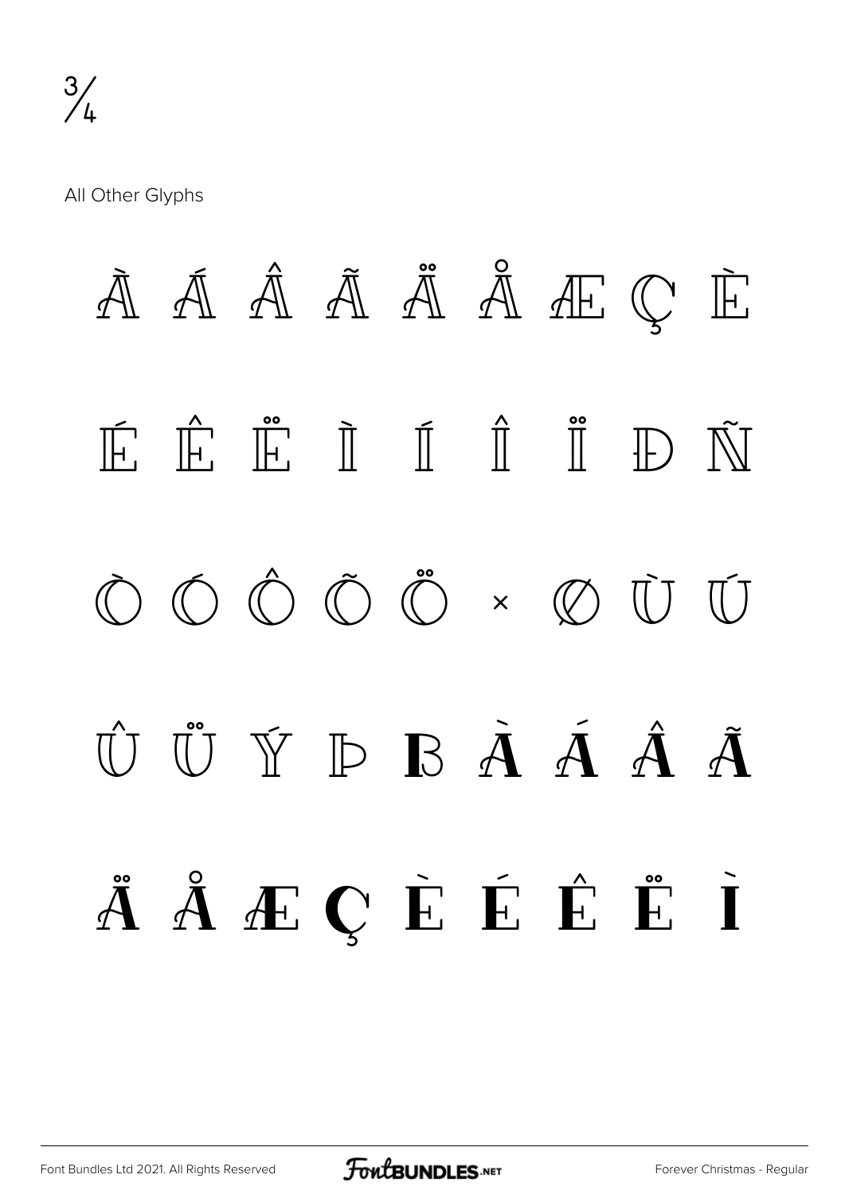¾

All Other Glyphs

À Á Â Ã Ä Å Æ Ç È

É Ê Ë Ì Í Î Ï Ð Ñ

Ò Ó Ô Õ Ö × Ø Ù Ú

Û Ü Ý Þ ß à á â ã

ä å æ ç è é ê ë ì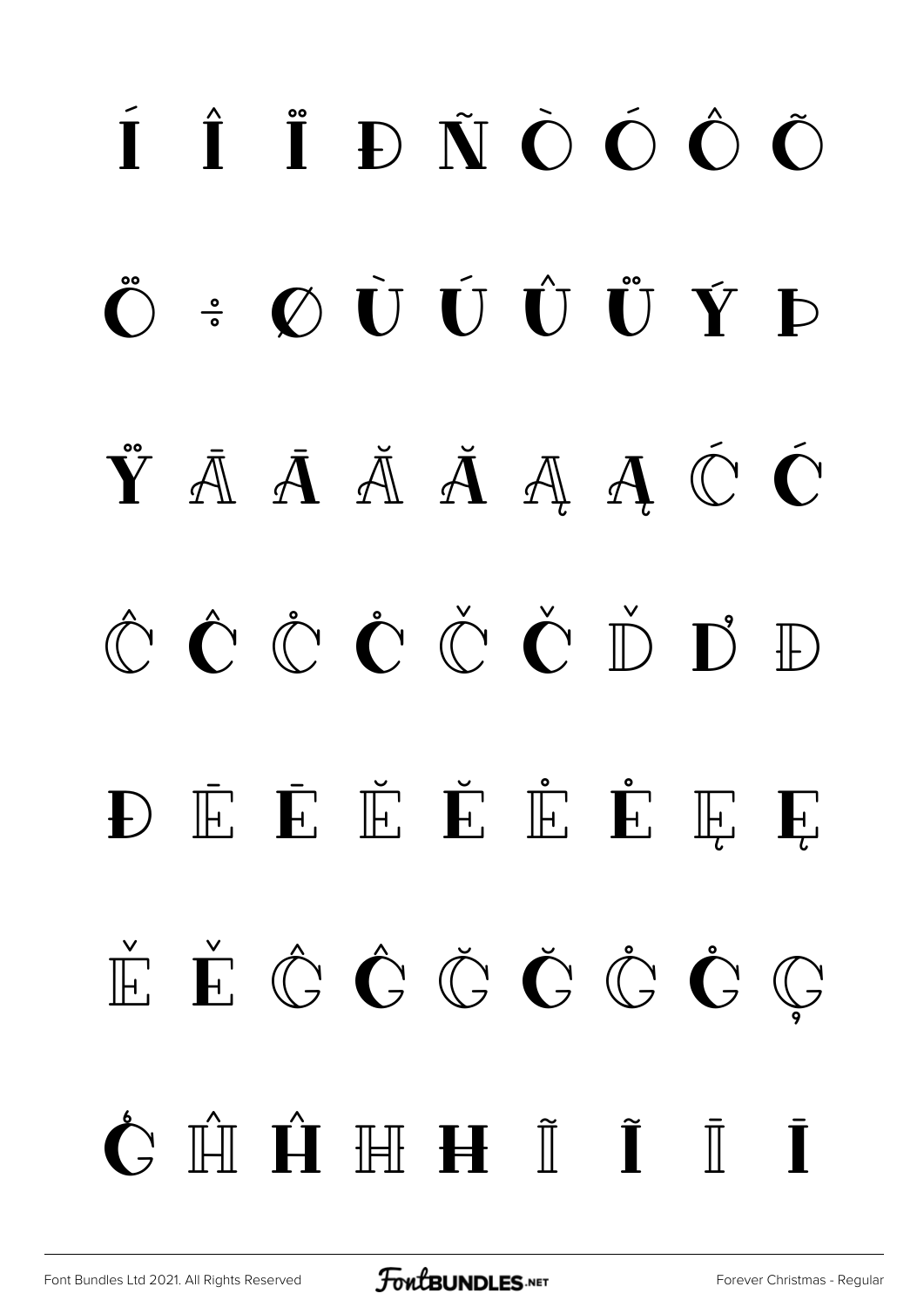Í Î Ï Ð Ñ Ò Ó Ô Õ

Ö ÷ Ø Ù Ú Û Ü Ý Þ

Ÿ Ā Ā Ă Ă Ą Ą Ć Ć

Ĉ Ĉ Ċ Ċ Č Č Ď Ď Đ

Đ Ē Ē Ĕ Ĕ Ė Ė Ę Ę

Ě Ě Ĝ Ĝ Ğ Ğ Ġ Ġ Ģ

Ģ Ĥ Ĥ Ħ Ħ Ĩ Ĩ Ī Ī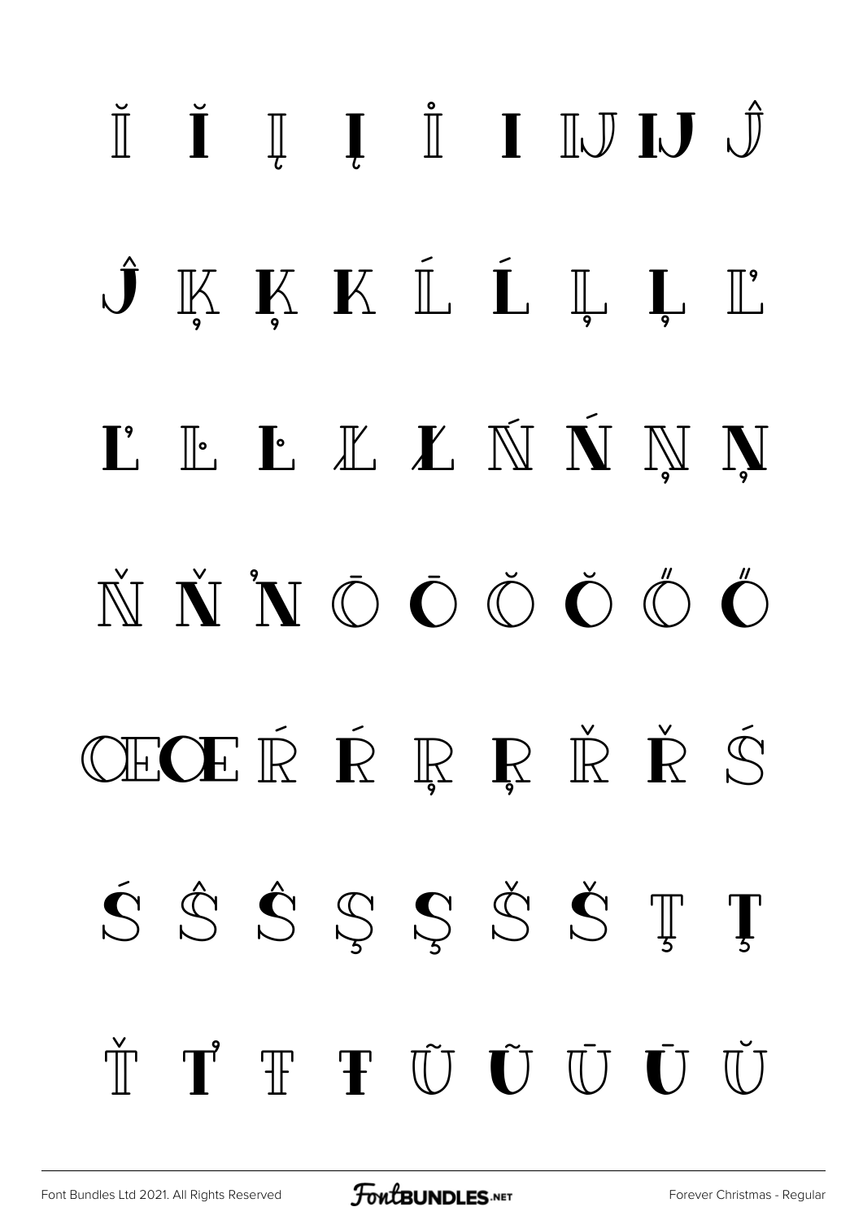Ĭ Ĭ Į Į İ I Ĳ Ĳ Ĵ

Ĵ Ķ Ķ K Ĺ Ĺ Ļ Ļ Ľ

Ľ Ŀ Ŀ Ł Ł Ń Ń Ņ Ņ

Ň Ň ŉ Ō Ō Ŏ Ŏ Ő Ő

Œ Œ Ŕ Ŕ Ŗ Ŗ Ř Ř Ś

Ś Ŝ Ŝ Ş Ş Š Š Ţ Ţ

Ť Ť Ŧ Ŧ Ũ Ũ Ū Ū Ŭ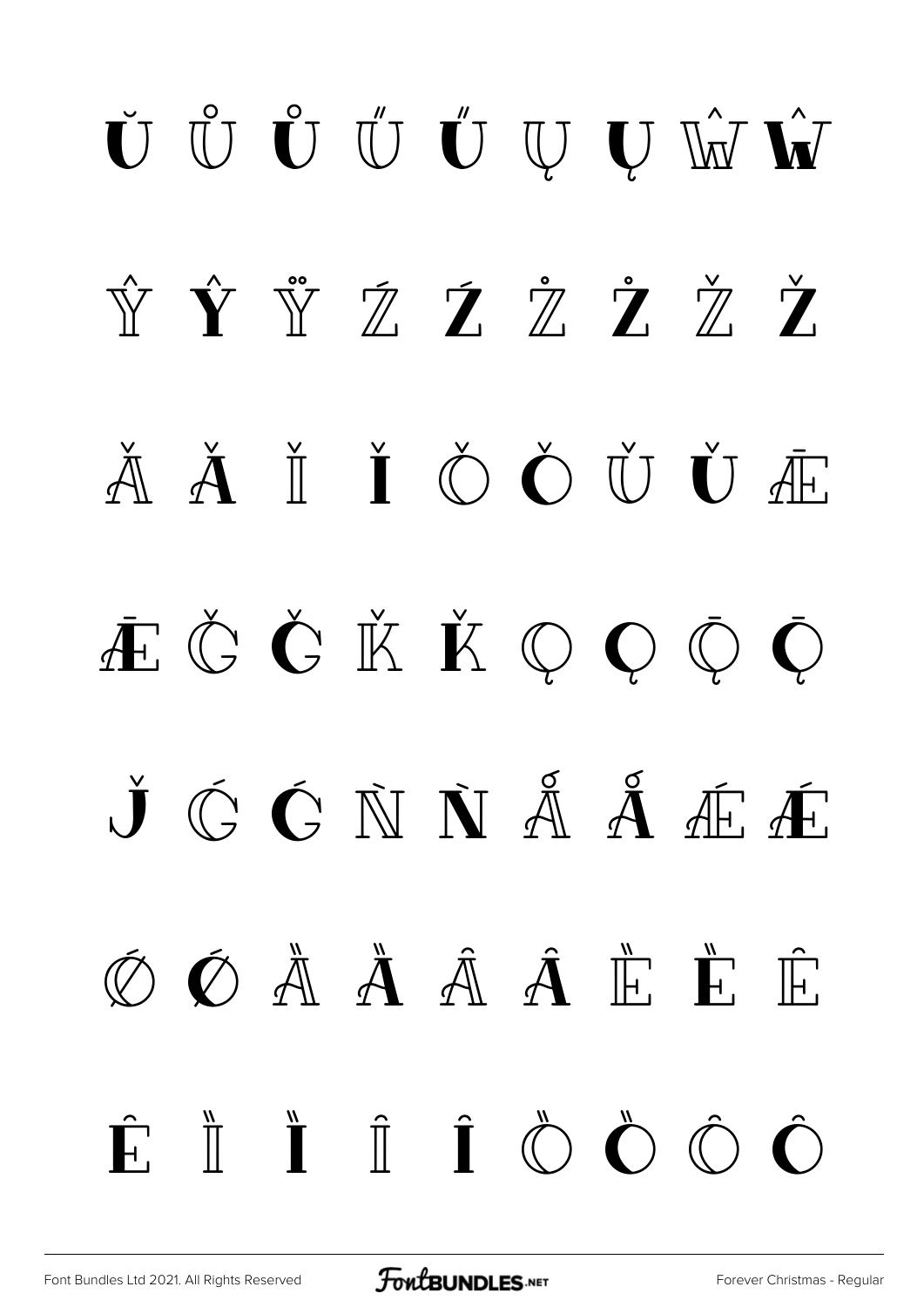Ŭ Ů Ů Ű Ű Ų Ų Ŵ Ŵ

Ŷ Ŷ Ÿ Ź Ź Ż Ż Ž Ž

Ǎ Ǎ Ǐ Ǐ Ǒ Ǒ Ǔ Ǔ Ǣ

Ǣ Ǧ Ǧ Ǩ Ǩ Ǫ Ǫ Ǭ Ǭ

J̌ Ǵ Ǵ Ǹ Ǹ Ǻ Ǻ Ǽ Ǽ

Ǿ Ǿ Ȁ Ȁ Ȃ Ȃ Ȅ Ȅ Ȇ

Ȇ Ȉ Ȉ Ȋ Ȋ Ȍ Ȍ Ȏ Ȏ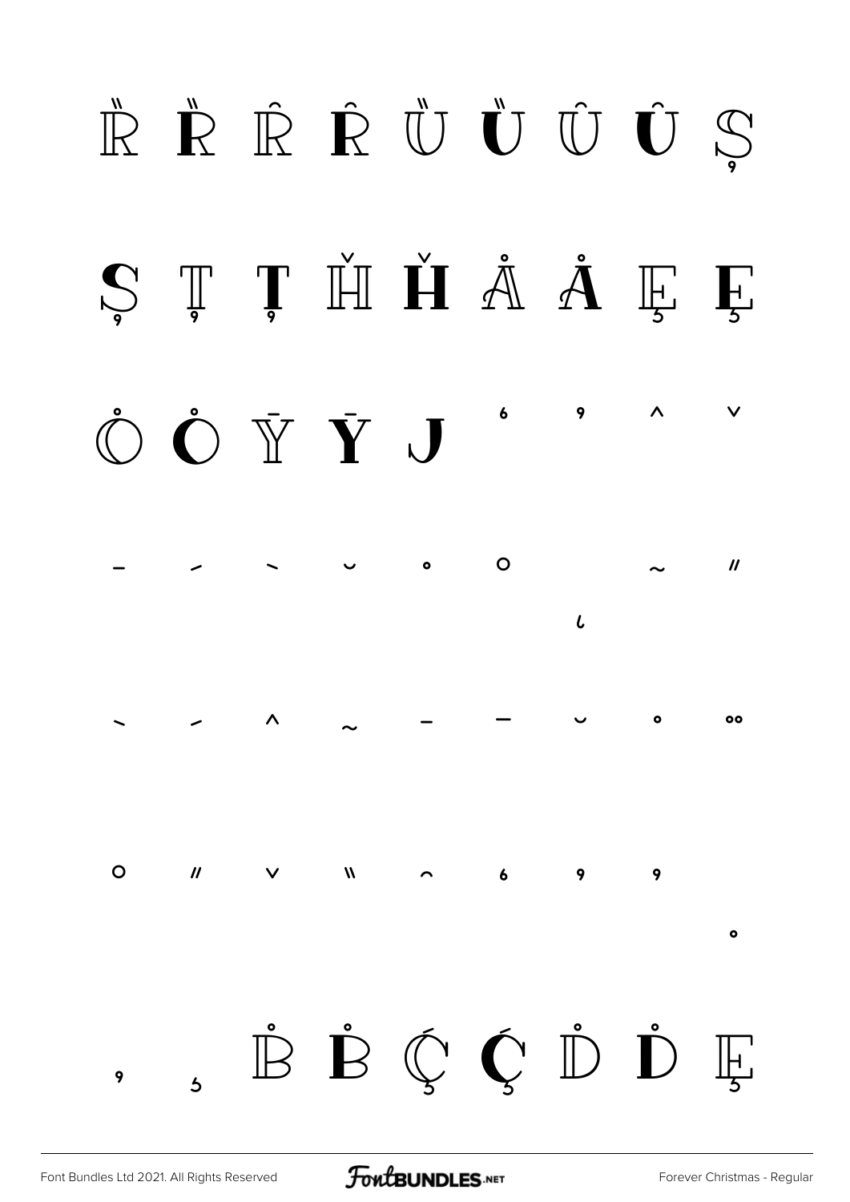Ȑ Ȑ Ȓ Ȓ Ȕ Ȕ Ȗ Ȗ Ș

Ș Ț Ț Ȟ Ȟ Ǻ Ǻ Ę Ę

Ȯ Ȯ Ȳ Ȳ J ʻ ʼ ˆ ˇ

ˉ ˊ ˋ ˘ ˙ ˚ ˛ ˜ ˝

ˋ ˊ ˆ ˜ ˉ ¯ ˘ ˙ ¨

˚ ˝ ˇ ̏ ̑ ̒ ̓ ̔ ̣

̦ ̧ Ḃ Ḃ Ḉ Ḉ Ḋ Ḋ Ḝ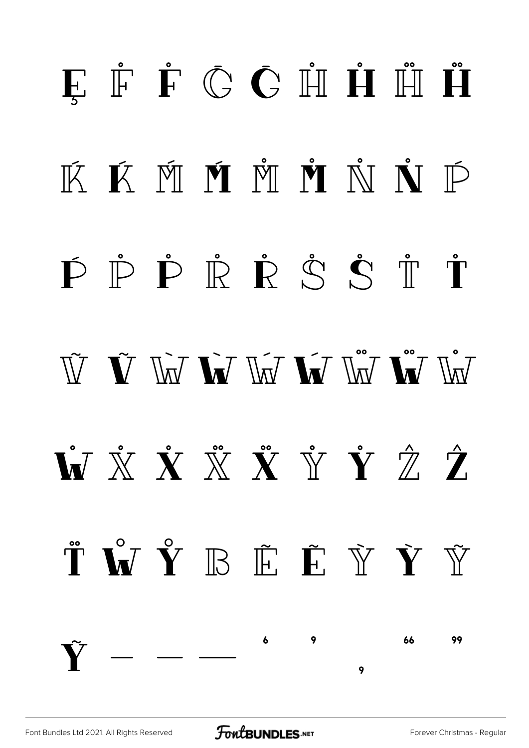Ę F̊ F̊ Ḡ Ḡ H̊ H̊ H̊̈ H̊̈

Ḱ Ḱ Ḿ Ḿ M̊ M̊ N̊ N̊ Ṕ

Ṕ P̊ P̊ R̊ R̊ S̊ S̊ T̊ T̊

Ṽ Ṽ Ẁ Ẁ Ẃ Ẃ Ẅ Ẅ W̊

W̊ X̊ X̊ Ẍ Ẍ Y̊ Y̊ Ẑ Ẑ

T̈ W̊ Y̊ B Ẽ Ẽ Ỳ Ỳ Ỹ

Ỹ ‒ – — ‘ ’ ‚ “ ”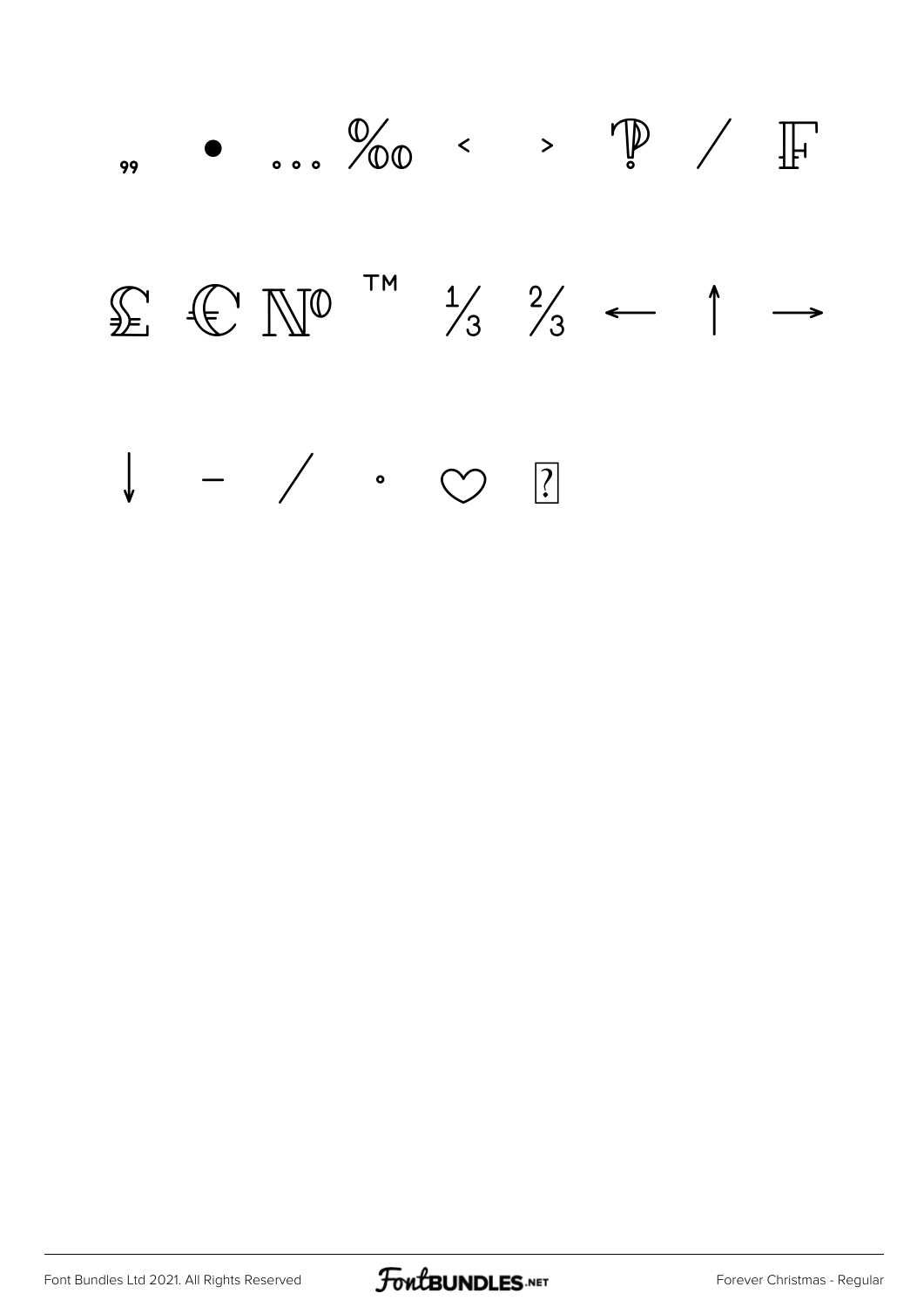„ • … ‰ ‹ › ‽ ⁄ ₣

₤ ₠ № ™ ⅓ ⅔ ← ↑ →

↓ − ∕ ∙ ♡ ?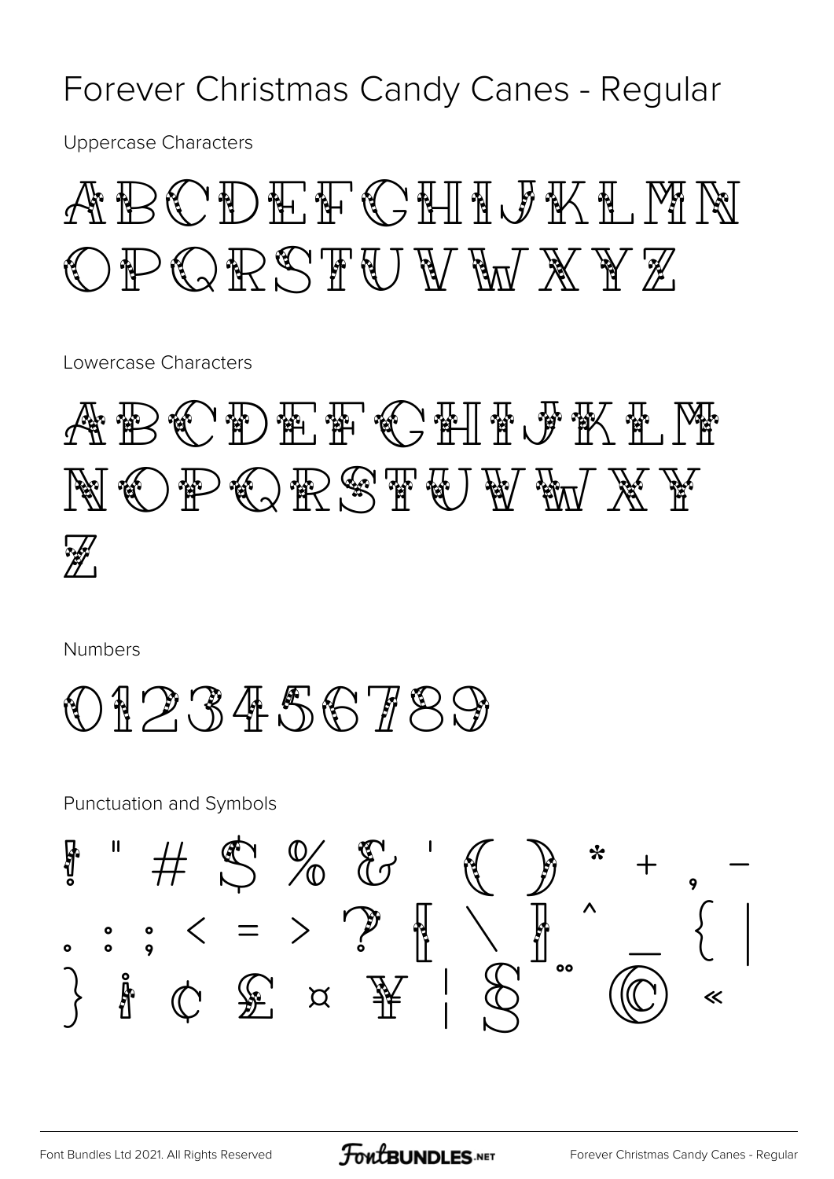# Forever Christmas Candy Canes - Regular

Uppercase Characters

ABCDEFGHIJKLMN
OPQRSTUVWXYZ

Lowercase Characters

ABCDEFGHIJKLM
NOPQRSTUVWXY
Z

Numbers

0123456789

Punctuation and Symbols

! " # $ % & ' ( ) * + , -
. : ; < = > ? [ \ ] ^ _ { |
} ¡ ¢ £ ¤ ¥ ¦ § ¨ © «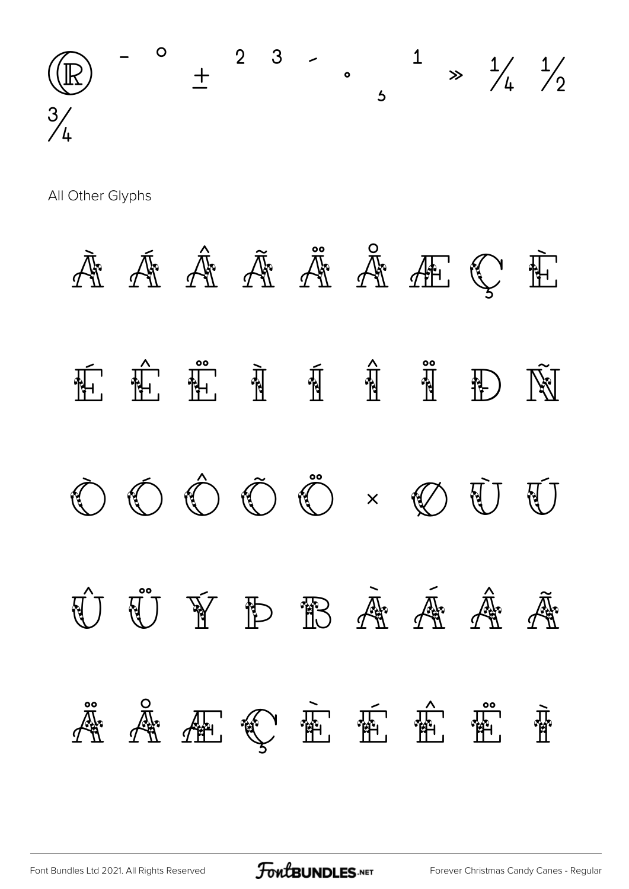® ¯ ° ± ² ³ ´ · ¸ ¹ » ¼ ½
¾

All Other Glyphs

À Á Â Ã Ä Å Æ Ç È

É Ê Ë Ì Í Î Ï Ð Ñ

Ò Ó Ô Õ Ö × Ø Ù Ú

Û Ü Ý Þ ß à á â ã

ä å æ ç è é ê ë ì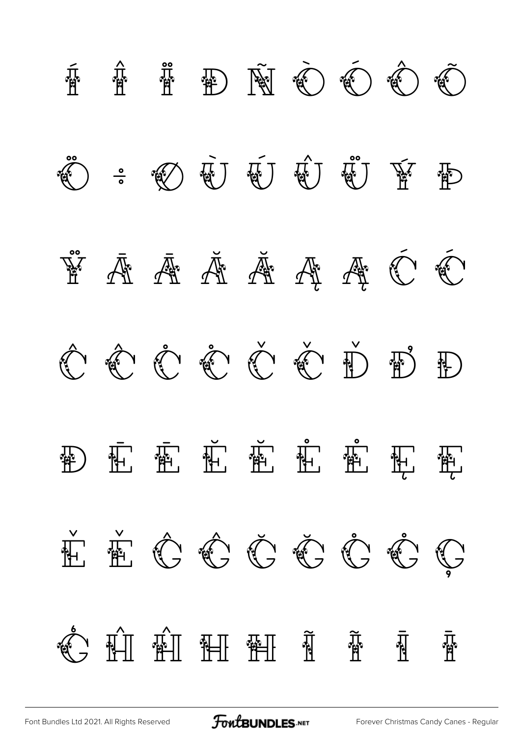Í Î Ï Ð Ñ Ò Ó Ô Õ

Ö ÷ Ø Ù Ú Û Ü Ý Þ

Ÿ Ā Ā Ă Ă Ą Ą Ć Ć

Ĉ Ĉ Ċ Ċ Č Č Ď Ď Đ

Đ Ē Ē Ĕ Ĕ Ė Ė Ę Ę

Ě Ě Ĝ Ĝ Ğ Ğ Ġ Ġ Ģ

Ģ Ĥ Ĥ Ħ Ħ Ĩ Ĩ Ī Ī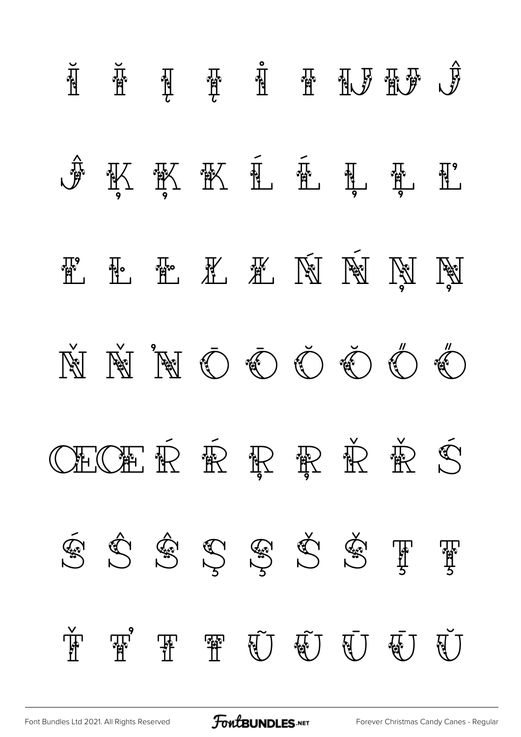Ĭ Ĭ Į Į İ ı Ĳ Ĳ Ĵ

Ĵ Ķ Ķ ĸ Ĺ Ĺ Ļ Ļ Ľ

Ľ Ŀ Ŀ Ł Ł Ń Ń Ņ Ņ

Ň Ň ŉ Ō Ō Ŏ Ŏ Ő Ő

Œ Œ Ŕ Ŕ Ŗ Ŗ Ř Ř Ś

Ś Ŝ Ŝ Ş Ş Š Š Ţ Ţ

Ť Ť Ŧ Ŧ Ũ Ũ Ū Ū Ŭ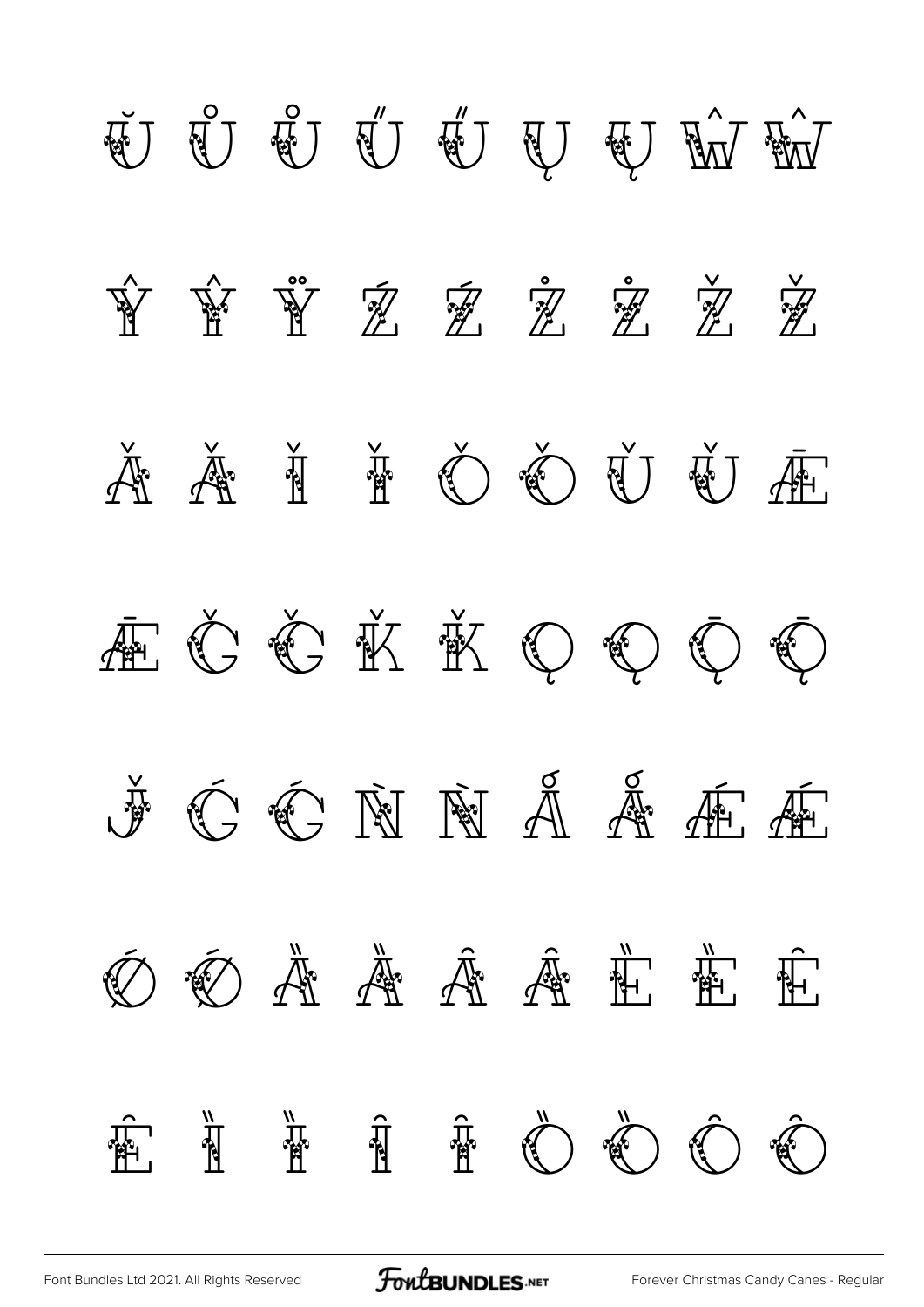Ŭ Ů Ů Ű Ű Ų Ų Ŵ Ŵ

Ŷ Ŷ Ÿ Ź Ź Ż Ż Ž Ž

Ǎ Ǎ Ǐ Ǐ Ǒ Ǒ Ǔ Ǔ Ǣ

Ǣ Ǧ Ǧ Ǩ Ǩ Ǫ Ǫ Ǭ Ǭ

J̌ Ǵ Ǵ Ǹ Ǹ Ǻ Ǻ Ǽ Ǽ

Ǿ Ǿ Ȁ Ȁ Ȃ Ȃ Ȅ Ȅ Ȇ

Ȇ Ȉ Ȉ Ȋ Ȋ Ȍ Ȍ Ȏ Ȏ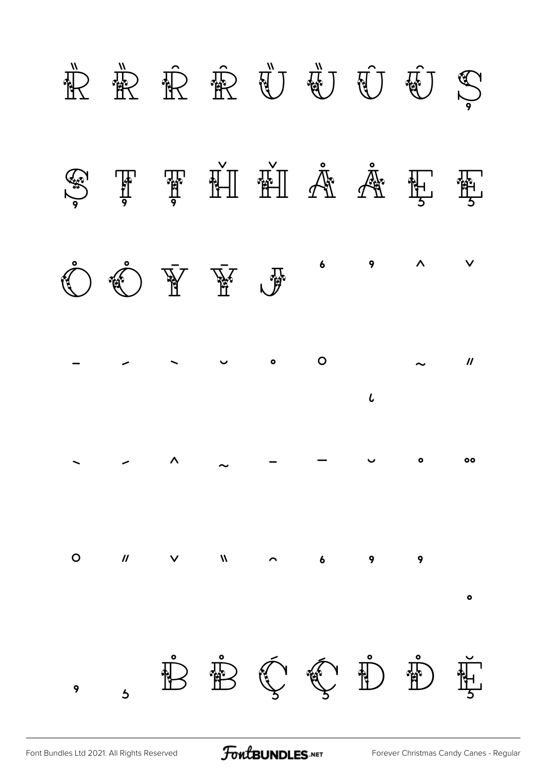Ȑ Ȑ Ȓ Ȓ Ȕ Ȕ Ȗ Ȗ Ș

Ș Ț Ț Ȟ Ȟ Ǻ Ǻ Ȩ Ȩ

Ȯ Ȯ Ȳ Ȳ Ɉ ʻ ʼ ˆ ˇ

ˉ ˊ ˋ ˘ ˙ ˚ ˛ ˜ ˝

ˋ ˊ ˆ ˜ ˉ ¯ ˘ ˙ ¨

˚ ˝ ˇ ̏ ̑ ʻ ʼ ʼ ˚

ʼ ˏ Ḃ Ḃ Ḉ Ḉ Ḋ Ḋ Ḝ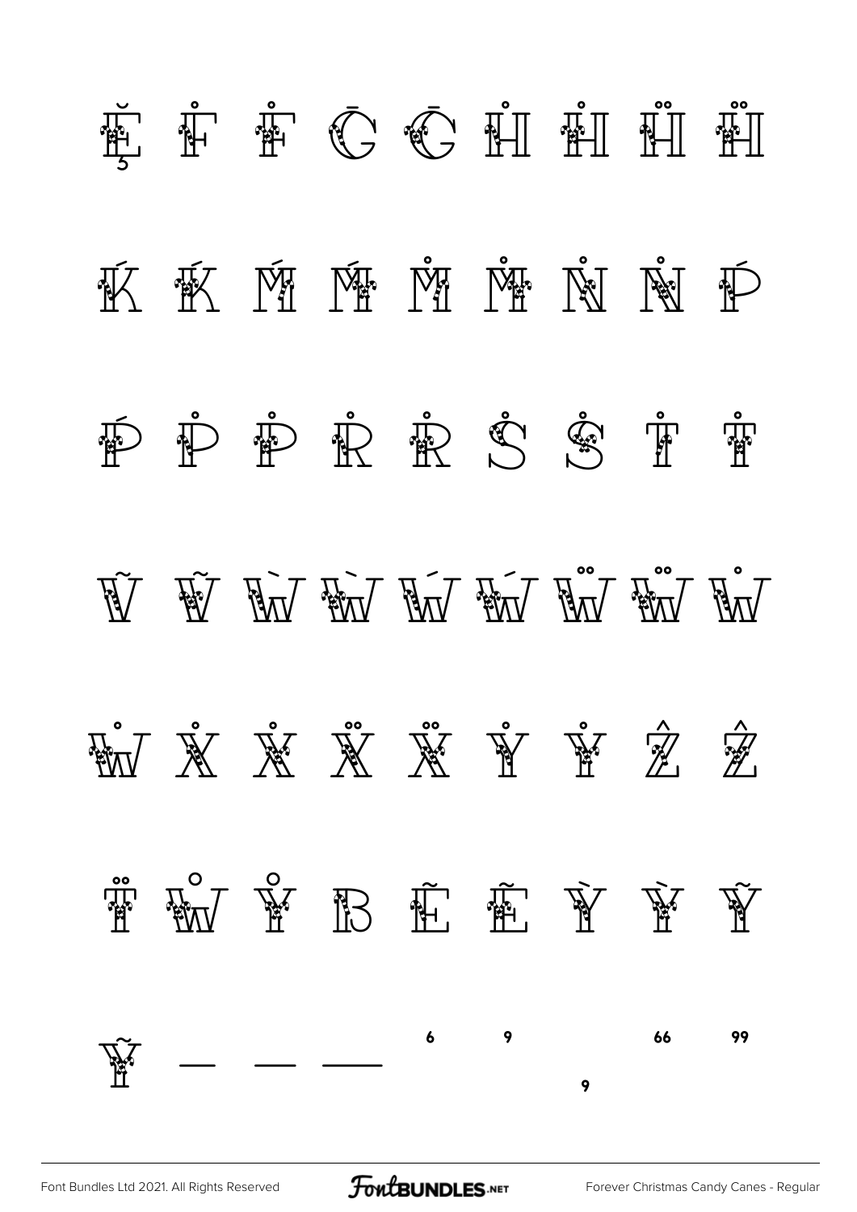Ĕ Ḟ Ḟ Ḡ Ḡ Ḣ Ḣ Ḧ Ḧ

Ḱ Ḱ Ḿ Ḿ Ṁ Ṁ Ṅ Ṅ Ṕ

Ṕ Ṗ Ṗ Ṙ Ṙ Ṡ Ṡ Ṫ Ṫ

Ṽ Ṽ Ẁ Ẁ Ẃ Ẃ Ẅ Ẅ Ẇ

Ẇ Ẋ Ẋ Ẍ Ẍ Ẏ Ẏ Ẑ Ẑ

T̈ W̊ Y̊ ẞ Ẽ Ẽ Ỳ Ỳ Ỹ

Ỹ ‒ – — ‘ ’ ‚ “ ”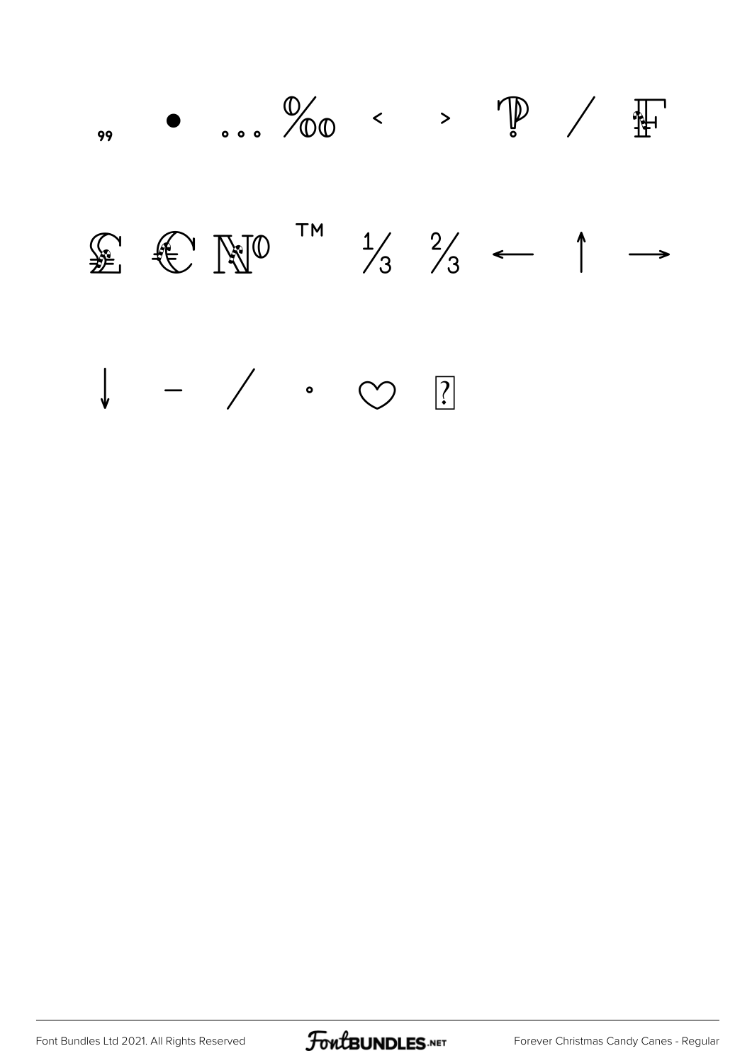„ • … ‰ ‹ › ₱ ⁄ ₣

₤ ₠ № ™ ⅓ ⅔ ← ↑ →

↓ − ∕ ∙ ♡ ?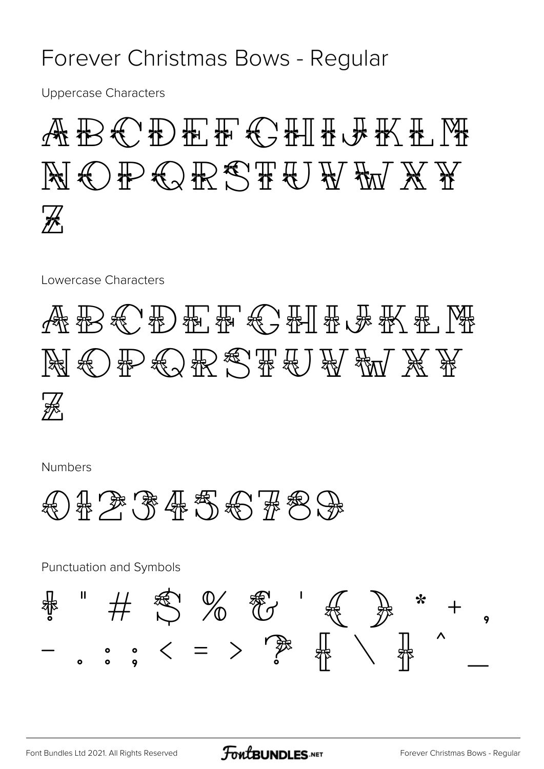# Forever Christmas Bows - Regular

Uppercase Characters

A B C D E F G H I J K L M
N O P Q R S T U V W X Y
Z

Lowercase Characters

A B C D E F G H I J K L M
N O P Q R S T U V W X Y
Z

Numbers

0 1 2 3 4 5 6 7 8 9

Punctuation and Symbols

! " # $ % & ' ( ) * + ,
- . : ; < = > ? [ \ ] ^ _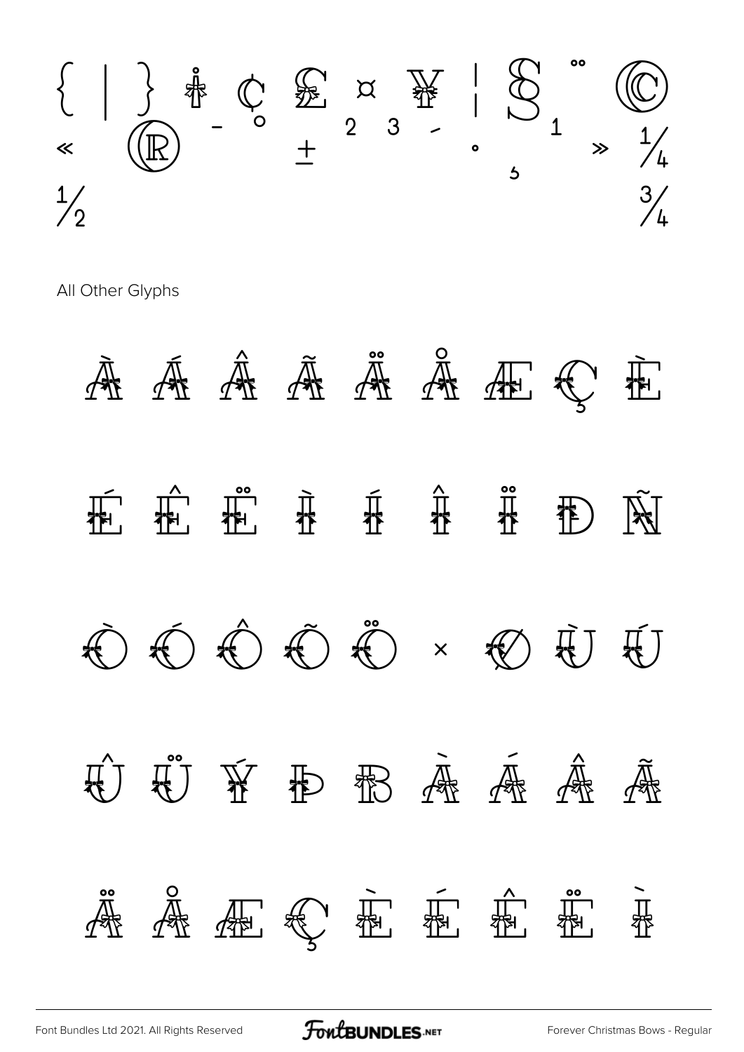{ | } ¡ ¢ £ ¤ ¥ ¦ § ¨ © « ® ¯ ° ± ² ³ ´ · ¸ ¹ » ¼ ½ ¾

All Other Glyphs

À Á Â Ã Ä Å Æ Ç È

É Ê Ë Ì Í Î Ï Ð Ñ

Ò Ó Ô Õ Ö × Ø Ù Ú

Û Ü Ý Þ ß à á â ã

ä å æ ç è é ê ë ì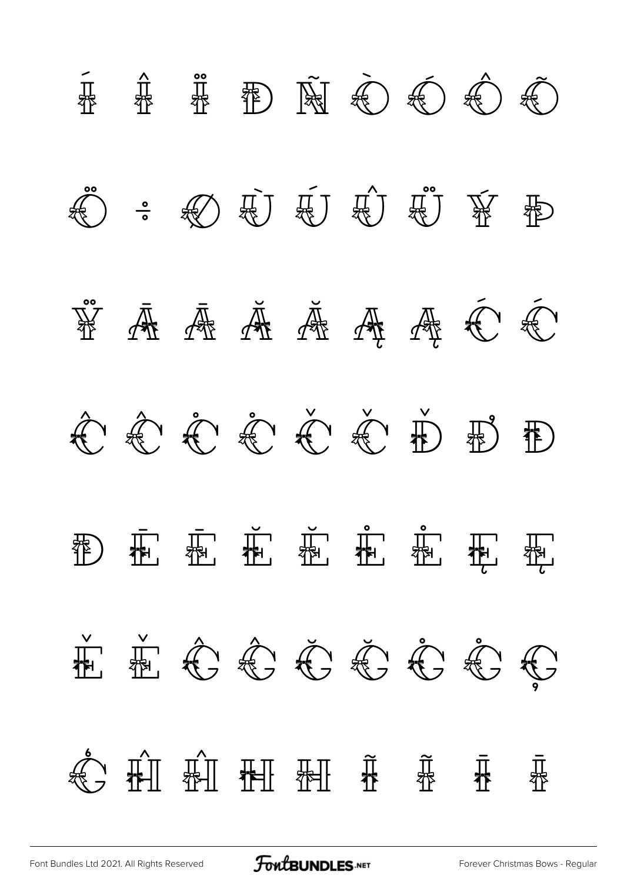Í Î Ï Ð Ñ Ò Ó Ô Õ

Ö ÷ Ø Ù Ú Û Ü Ý Þ

Ÿ Ā Ā Ă Ă Ą Ą Ć Ć

Ĉ Ĉ Ċ Ċ Č Č Ď Ď Đ

Đ Ē Ē Ĕ Ĕ Ė Ė Ę Ę

Ě Ě Ĝ Ĝ Ğ Ğ Ġ Ġ Ģ

Ģ Ĥ Ĥ Ħ Ħ Ĩ Ĩ Ī Ī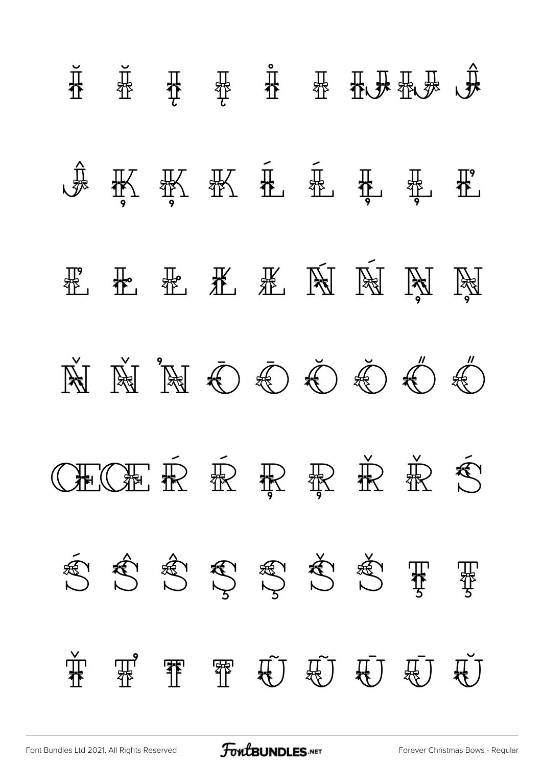Ĭ ĭ Į į İ ı Ĳ ĳ Ĵ

ĵ Ķ ķ ĸ Ĺ ĺ Ļ ļ Ľ

ľ Ŀ ŀ Ł ł Ń ń Ņ ņ

Ň ň ŉ Ō ō Ŏ ŏ Ő ő

Œ œ Ŕ ŕ Ŗ ŗ Ř ř Ś

ś Ŝ ŝ Ş ş Š š Ţ ţ

Ť ť Ŧ ŧ Ũ ũ Ū ū Ŭ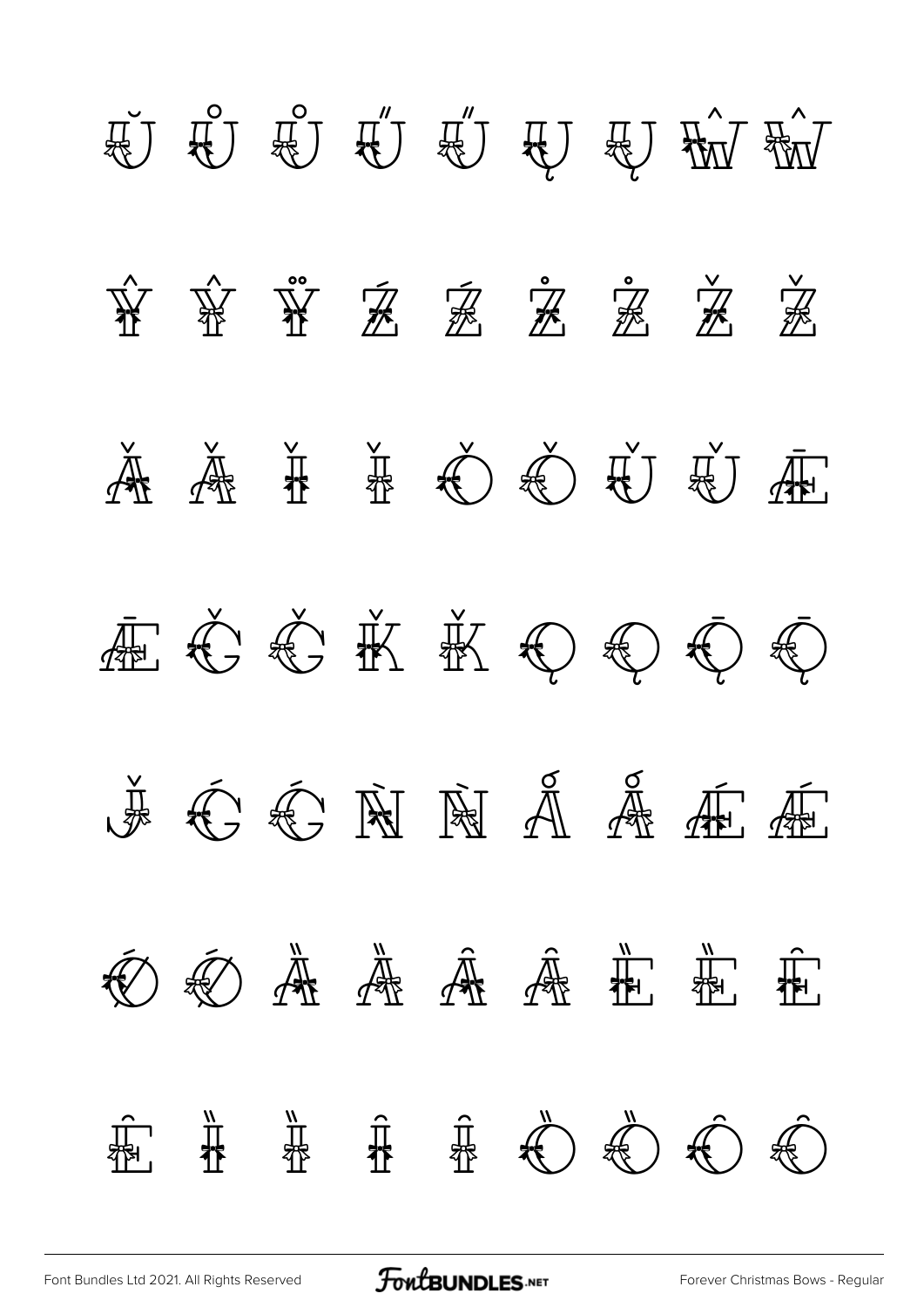Ŭ Ů ů Ű ű Ų ų Ŵ ŵ

Ŷ ŷ Ÿ Ź ź Ż ż Ž ž

Ǎ ǎ Ǐ ǐ Ǒ ǒ Ǔ ǔ Ǣ

ǣ Ǧ ǧ Ǩ ǩ Ǫ ǫ Ǭ ǭ

ǰ Ǵ ǵ Ǹ ǹ Ǻ ǻ Ǽ ǽ

Ǿ ǿ Ȁ ȁ Ȃ ȃ Ȅ ȅ Ȇ

ȇ Ȉ ȉ Ȋ ȋ Ȍ ȍ Ȏ ȏ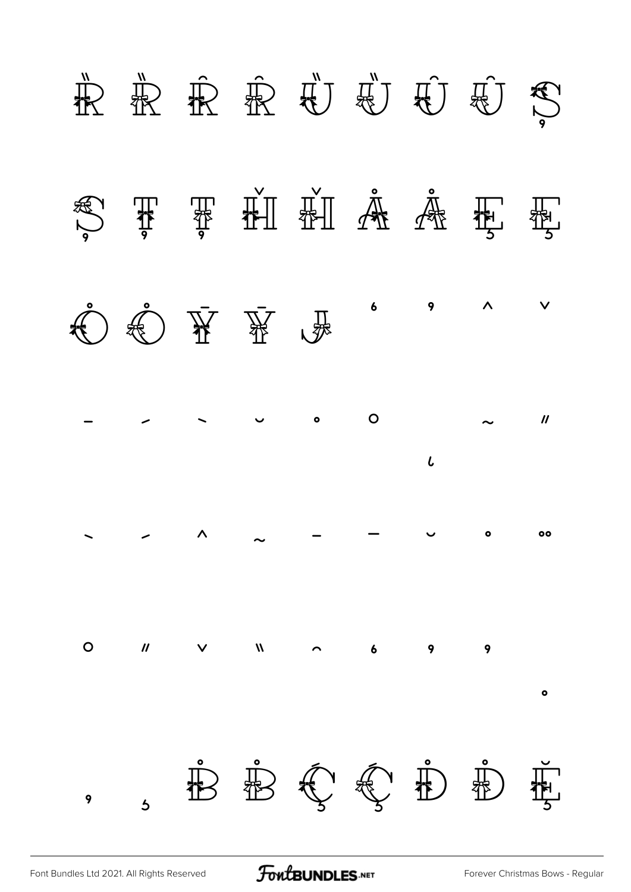Ȑ Ȑ Ȓ Ȓ Ȕ Ȕ Ȗ Ȗ Ș

Ș Ț Ț Ȟ Ȟ Ȧ Ȧ Ȩ Ȩ

Ȯ Ȯ Ȳ Ȳ ȷ ʻ ʼ ˆ ˇ

ˉ ˊ ˋ ˘ ˙ ˚ ˛ ˜ ˝

̀ ́ ̂ ̃ ̄ ̅ ̆ ̇ ̈

̊ ̋ ̌ ̏ ̑ ̒ ̓ ̔ ̣

̦ ̧ Ḃ Ḃ Ḉ Ḉ Ḋ Ḋ Ḝ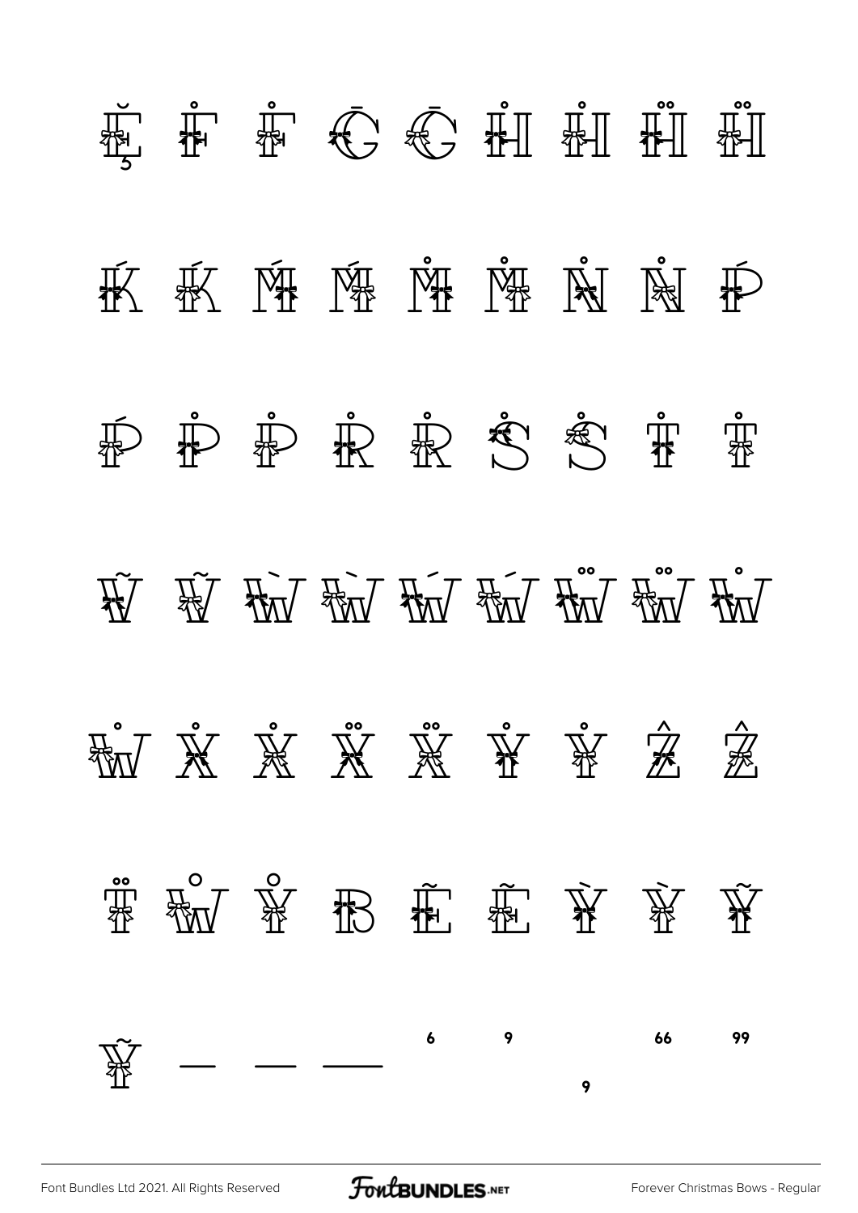Ĕ Ḟ Ḟ Ḡ Ḡ Ḣ Ḣ Ḧ Ḧ

Ḱ Ḱ Ḿ Ḿ Ṁ Ṁ Ṅ Ṅ Ṕ

Ṕ Ṗ Ṗ Ṙ Ṙ Ṡ Ṡ Ṫ Ṫ

Ṽ Ṽ Ẁ Ẁ Ẃ Ẃ Ẅ Ẅ Ẇ

Ẇ Ẋ Ẋ Ẍ Ẍ Ẏ Ẏ Ẑ Ẑ

T̈ W̊ Y̊ ẞ Ẽ Ẽ Ỳ Ỳ Ỹ

Ỹ — — —— 6 9 9 66 99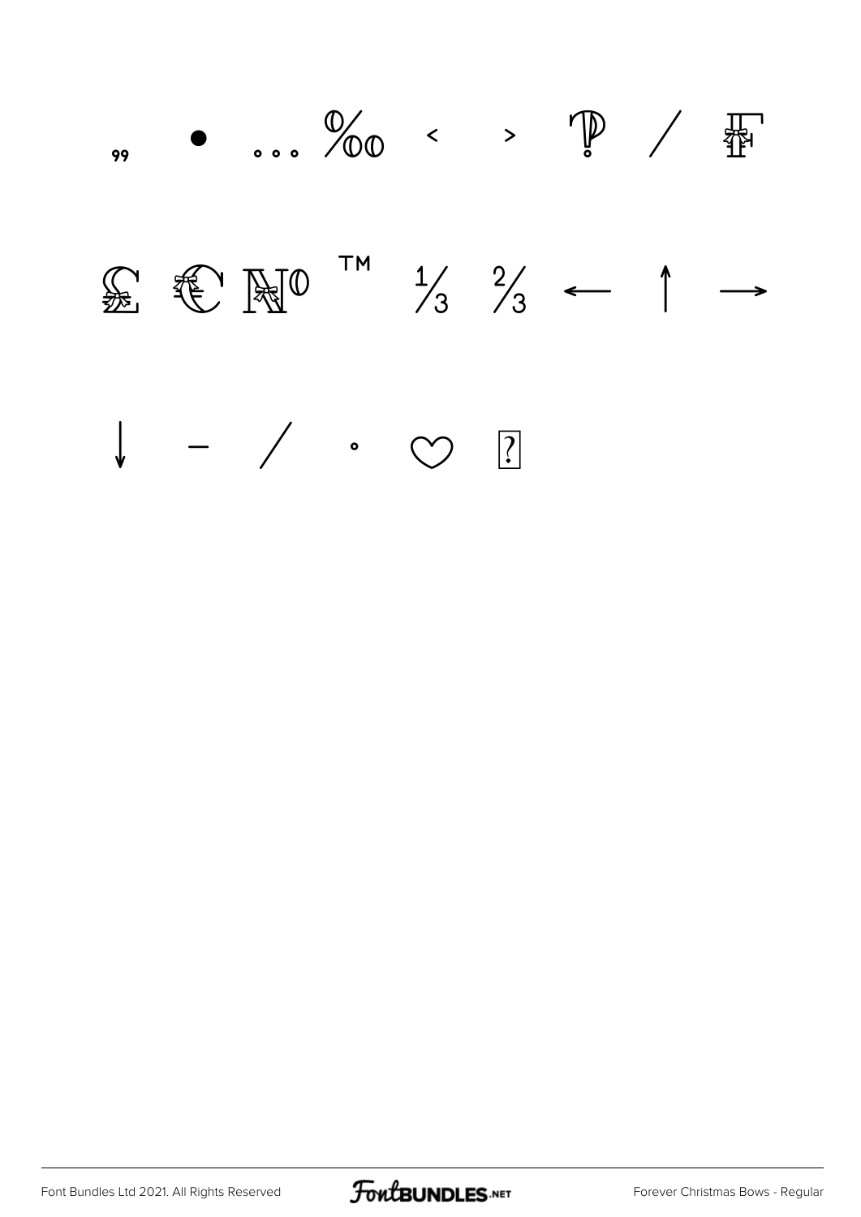„ • … ‰ ‹ › ₱ ⁄ ₣

₤ € № ™ ⅓ ⅔ ← ↑ →

↓ − ∕ ∙ ♡ ?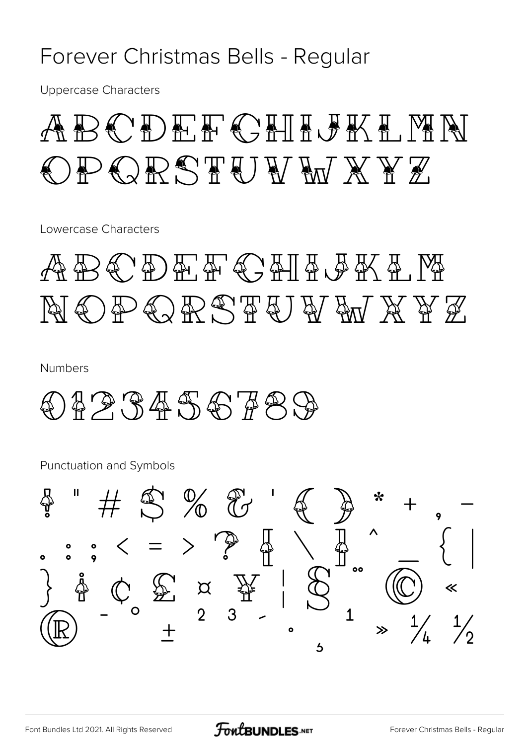# Forever Christmas Bells - Regular

Uppercase Characters

ABCDEFGHIJKLMN
OPQRSTUVWXYZ

Lowercase Characters

ABCDEFGHIJKLM
NOPQRSTUVWXYZ

Numbers

0123456789

Punctuation and Symbols

! " # $ % & ' ( ) * + , -
. : ; < = > ? [ \ ] ^ _ { |
} ¡ ¢ £ ¤ ¥ ¦ § ¨ © «
® ¯ ° ± ² ³ ´ · ¸ ¹ » ¼ ½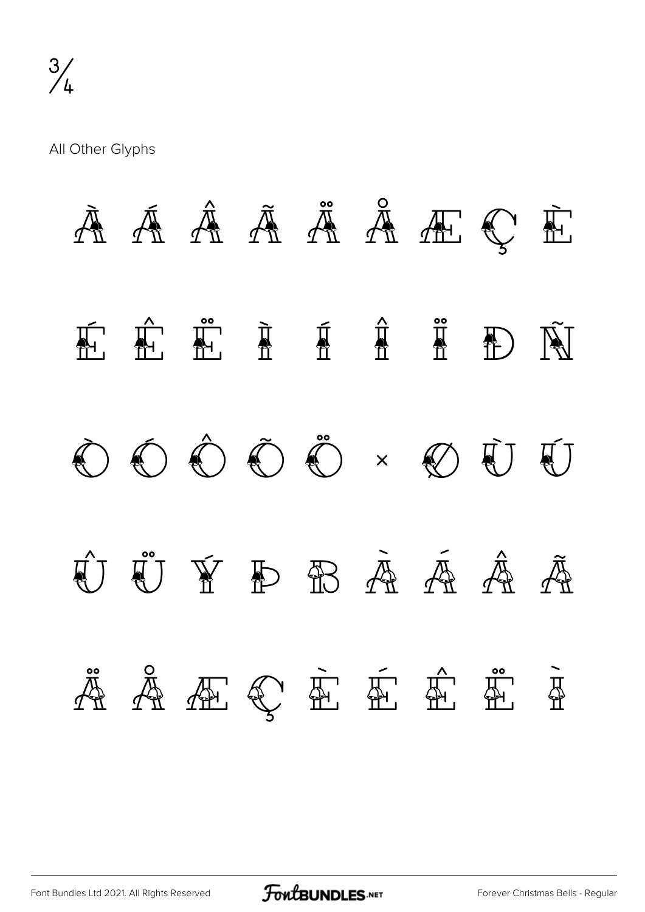¾

All Other Glyphs

À Á Â Ã Ä Å Æ Ç È

É Ê Ë Ì Í Î Ï Ð Ñ

Ò Ó Ô Õ Ö × Ø Ù Ú

Û Ü Ý Þ ß à á â ã

ä å æ ç è é ê ë ì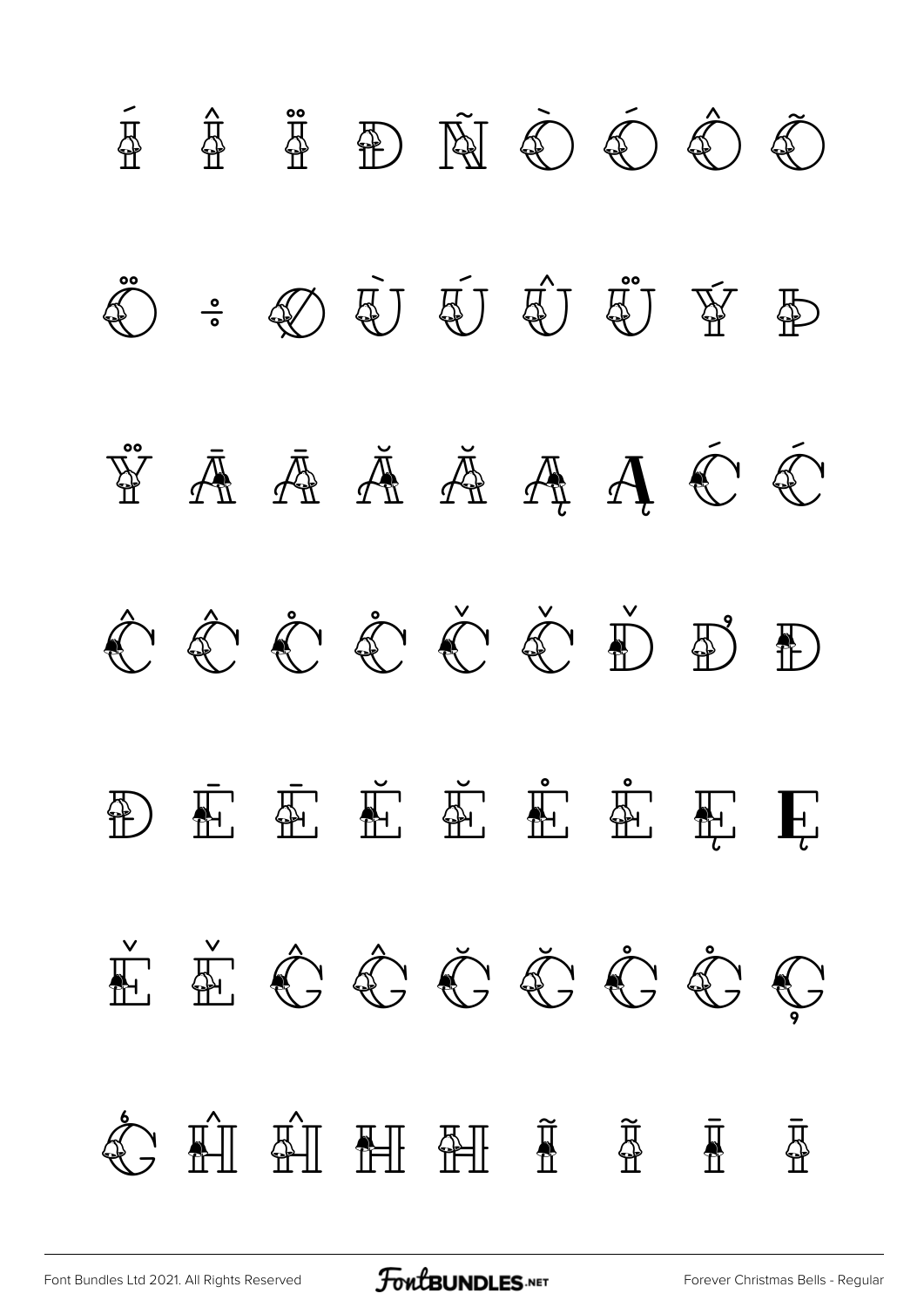Í Î Ï Ð Ñ Ò Ó Ô Õ

Ö ÷ Ø Ù Ú Û Ü Ý Þ

Ÿ Ā Ā Ă Ă Ą Ą Ć Ć

Ĉ Ĉ Ċ Ċ Č Č Ď Ď Đ

Đ Ē Ē Ĕ Ĕ Ė Ė Ę Ę

Ě Ě Ĝ Ĝ Ğ Ğ Ġ Ġ Ģ

Ģ Ĥ Ĥ Ħ Ħ Ĩ Ĩ Ī Ī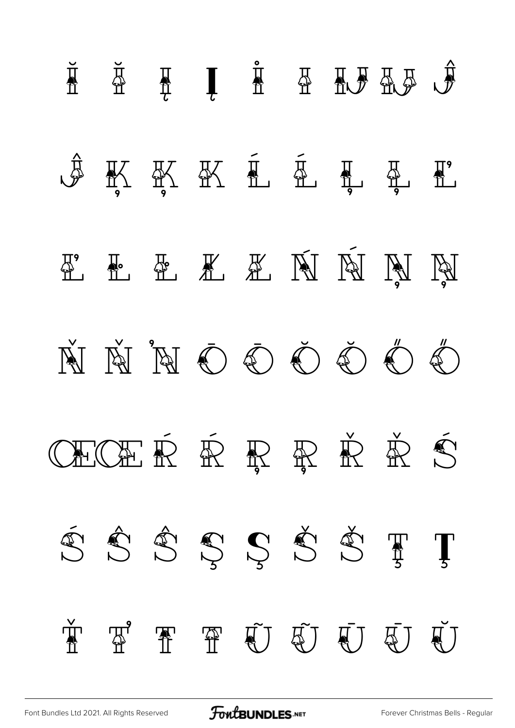Ĭ Ĭ Į Į İ ı Ĳ Ĳ Ĵ

Ĵ Ķ Ķ ĸ Ĺ Ĺ Ļ Ļ Ľ

Ľ Ŀ Ŀ Ł Ł Ń Ń Ņ Ņ

Ň Ň ŉ Ō Ō Ŏ Ŏ Ő Ő

Œ Œ Ŕ Ŕ Ŗ Ŗ Ř Ř Ś

Ś Ŝ Ŝ Ş Ş Š Š Ţ Ţ

Ť Ť Ŧ Ŧ Ũ Ũ Ū Ū Ŭ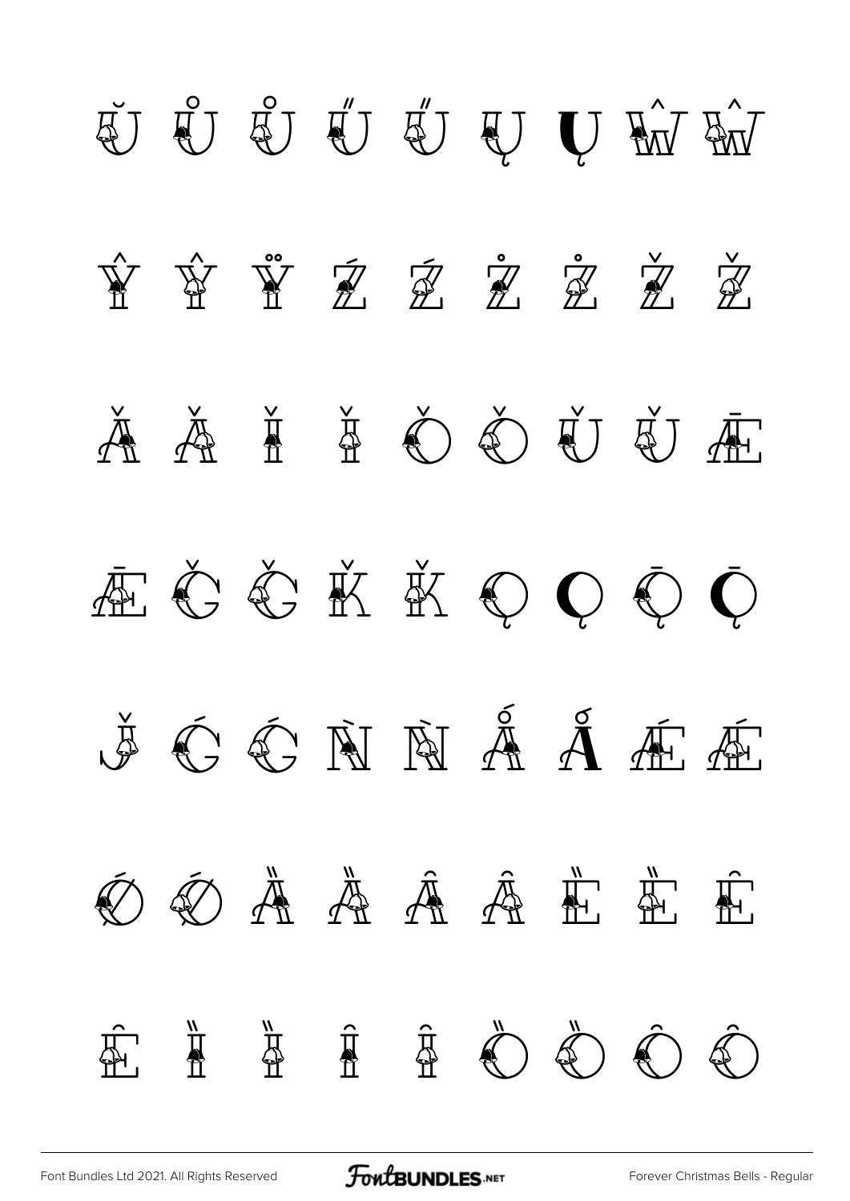Ŭ Ů Ů Ű Ű Ų Ų Ŵ Ŵ

Ŷ Ŷ Ÿ Ź Ź Ż Ż Ž Ž

Ǎ Ǎ Ǐ Ǐ Ǒ Ǒ Ǔ Ǔ Ǣ

Ǣ Ǧ Ǧ Ǩ Ǩ Ǫ Ǫ Ǭ Ǭ

ǰ Ǵ Ǵ Ǹ Ǹ Ǻ Ǻ Ǽ Ǽ

Ǿ Ǿ Ȁ Ȁ Ȃ Ȃ Ȅ Ȅ Ȇ

Ȇ Ȉ Ȉ Ȋ Ȋ Ȍ Ȍ Ȏ Ȏ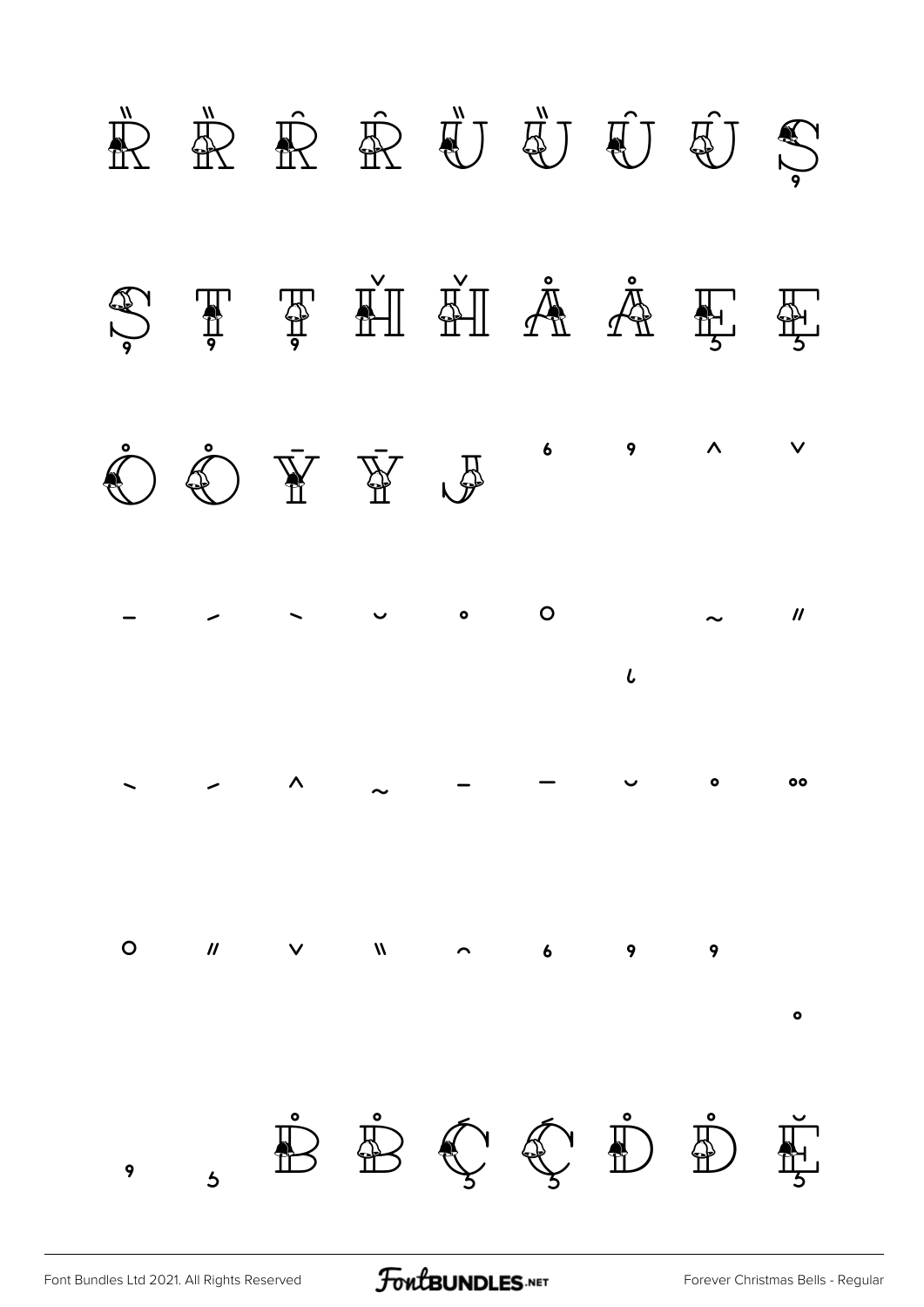Ȑ Ȑ Ȓ Ȓ Ȕ Ȕ Ȗ Ȗ Ș

Ș Ț Ț Ȟ Ȟ Å Å Ę Ę

Ȯ Ȯ Ȳ Ȳ ȷ ʻ ʼ ˆ ˇ

ˉ ˊ ˋ ˘ ˙ ˚ ˛ ˜ ˝

ˋ ˊ ˆ ˜ ˉ ¯ ˘ ˙ ¨

˚ ˝ ˇ ̏ ̑ ʻ ʼ ʼ ˚

ʼ ʼ Ḃ Ḃ Ḉ Ḉ Ḋ Ḋ Ḝ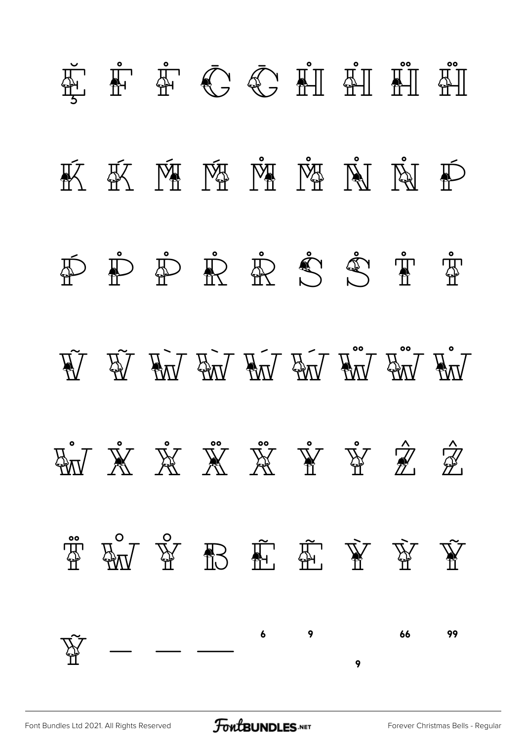Ĕ Ḟ Ḟ Ḡ Ḡ Ḣ Ḣ Ḧ Ḧ

Ḱ Ḱ Ḿ Ḿ Ṁ Ṁ Ṅ Ṅ Ṕ

Ṕ Ṗ Ṗ Ṙ Ṙ Ṡ Ṡ Ṫ Ṫ

Ṽ Ṽ Ẁ Ẁ Ẃ Ẃ Ẅ Ẅ Ẇ

Ẇ Ẋ Ẋ Ẍ Ẍ Ẏ Ẏ Ẑ Ẑ

T̈ W̊ Y̊ ẞ Ẽ Ẽ Ỳ Ỳ Ỹ

Ỹ — — — ' ' ‚ " "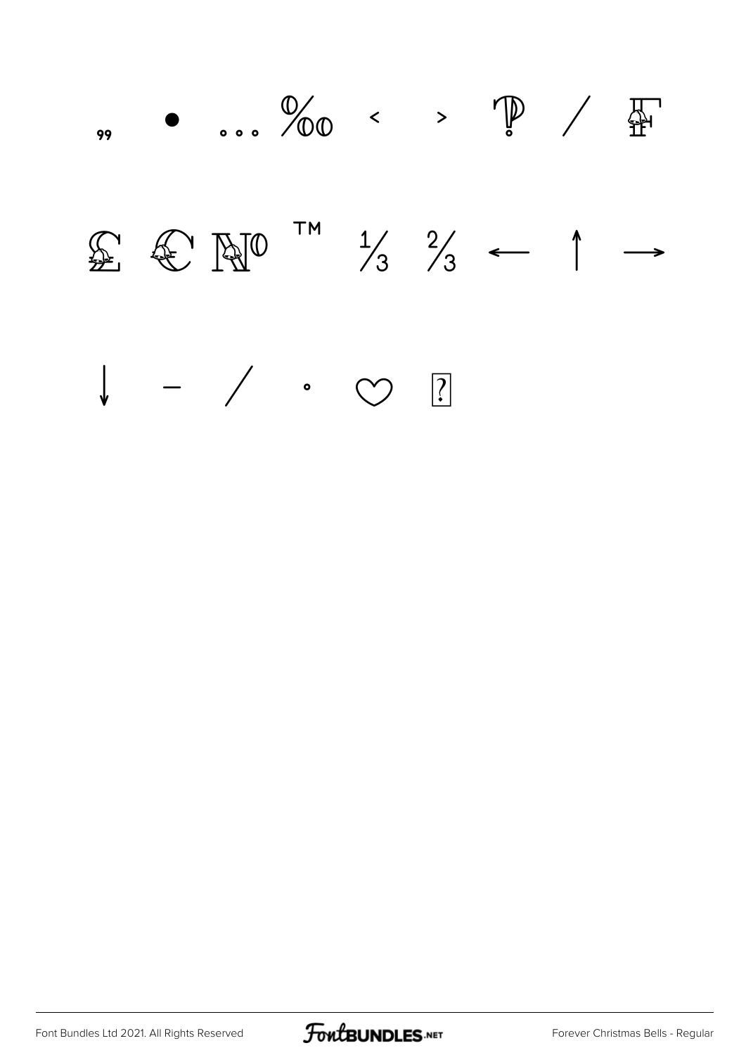„ • … ‰ ‹ › ¶ ⁄ ₣

₤ ₡ № ™ ⅓ ⅔ ← ↑ →

↓ − ∕ ∙ ♡ ?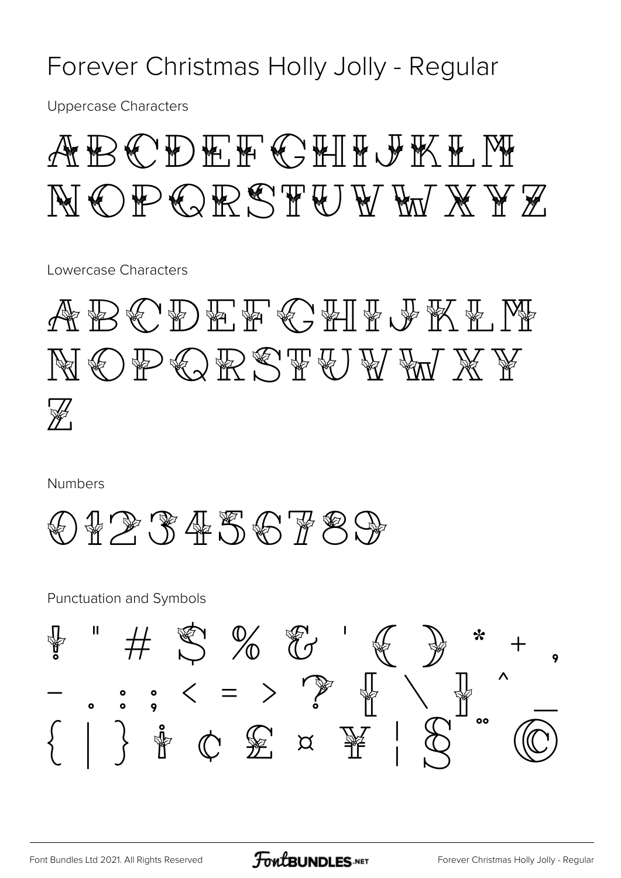# Forever Christmas Holly Jolly - Regular

Uppercase Characters

ABCDEFGHIJKLM
NOPQRSTUVWXYZ

Lowercase Characters

ABCDEFGHIJKLM
NOPQRSTUVWXY
Z

Numbers

0123456789

Punctuation and Symbols

! " # $ % & ' ( ) * + ,
- . : ; < = > ? [ \ ] ^ _
{ | } ¡ ¢ £ ¤ ¥ ¦ § ¨ ©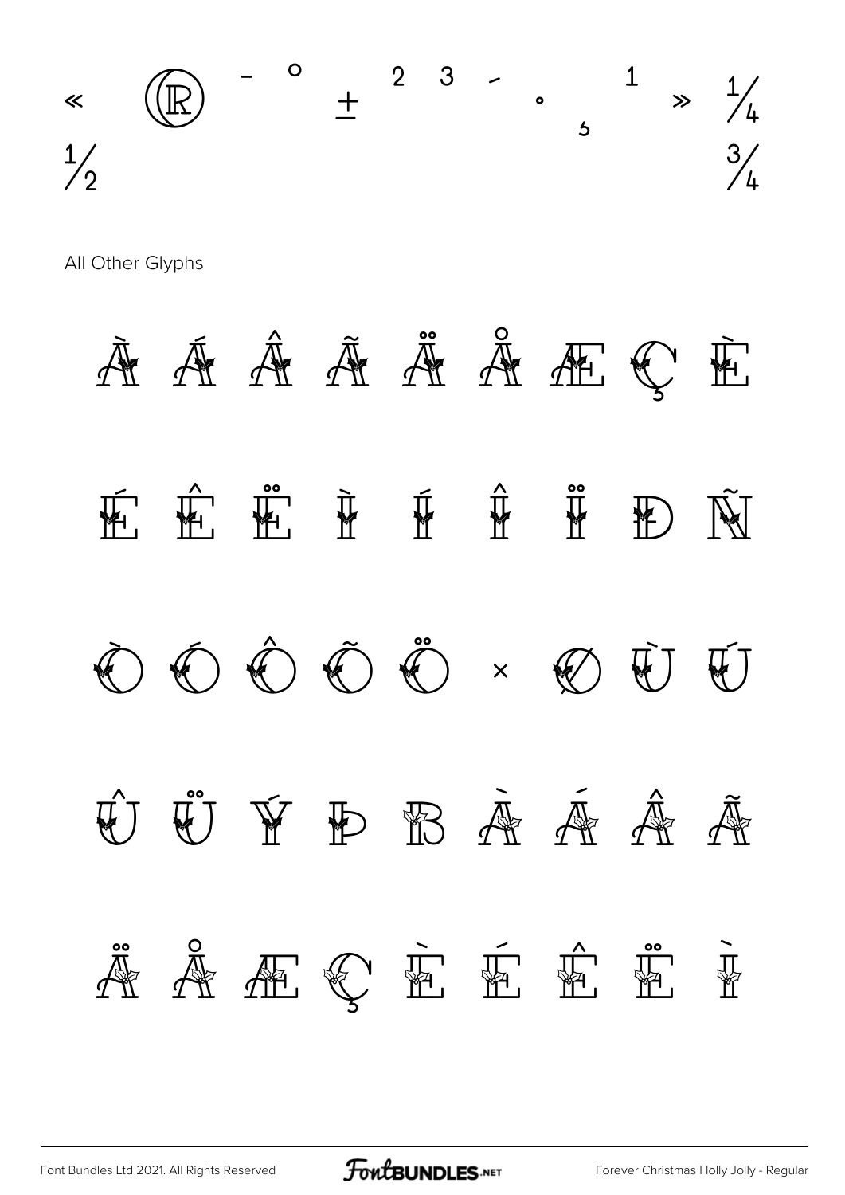« ® ¯ ° ± ² ³ ´ · ¸ ¹ » ¼ ½ ¾

All Other Glyphs

À Á Â Ã Ä Å Æ Ç È

É Ê Ë Ì Í Î Ï Ð Ñ

Ò Ó Ô Õ Ö × Ø Ù Ú

Û Ü Ý Þ ß à á â ã

ä å æ ç è é ê ë ì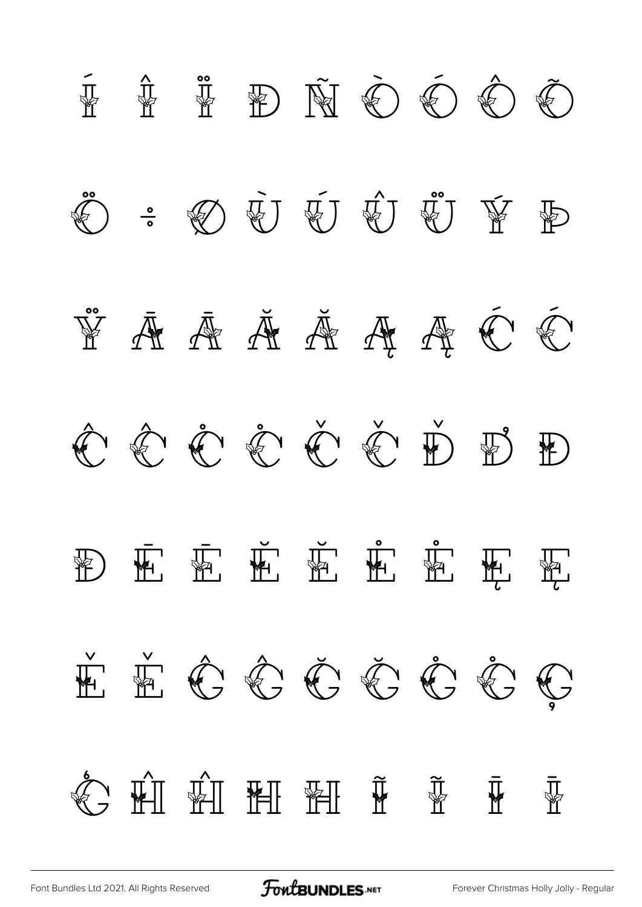Í Î Ï Ð Ñ Ò Ó Ô Õ

Ö ÷ Ø Ù Ú Û Ü Ý Þ

Ÿ Ā ā Ă ă Ą ą Ć ć

Ĉ ĉ Ċ ċ Č č Ď ď Đ

đ Ē ē Ĕ ĕ Ė ė Ę ę

Ě ě Ĝ ĝ Ğ ğ Ġ ġ Ģ

ģ Ĥ ĥ Ħ ħ Ĩ ĩ Ī ī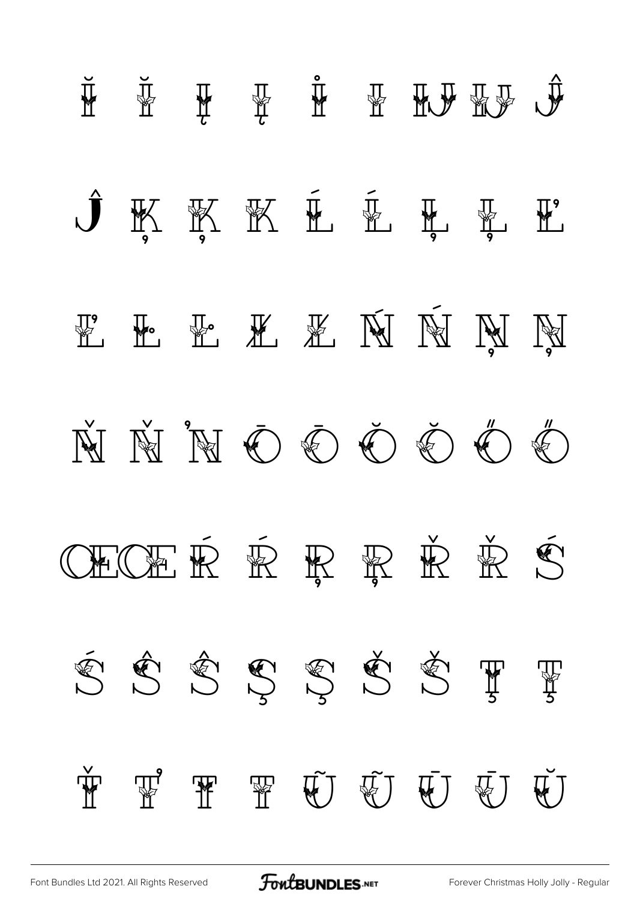Ĭ Ĭ Į Į İ I Ĳ Ĳ Ĵ

Ĵ Ķ Ķ ĸ Ĺ Ĺ Ļ Ļ Ľ

Ľ Ŀ Ŀ Ł Ł Ń Ń Ņ Ņ

Ň Ň ŉ Ō Ō Ŏ Ŏ Ő Ő

Œ Œ Ŕ Ŕ Ŗ Ŗ Ř Ř Ś

Ś Ŝ Ŝ Ş Ş Š Š Ţ Ţ

Ť Ť Ŧ Ŧ Ũ Ũ Ū Ū Ŭ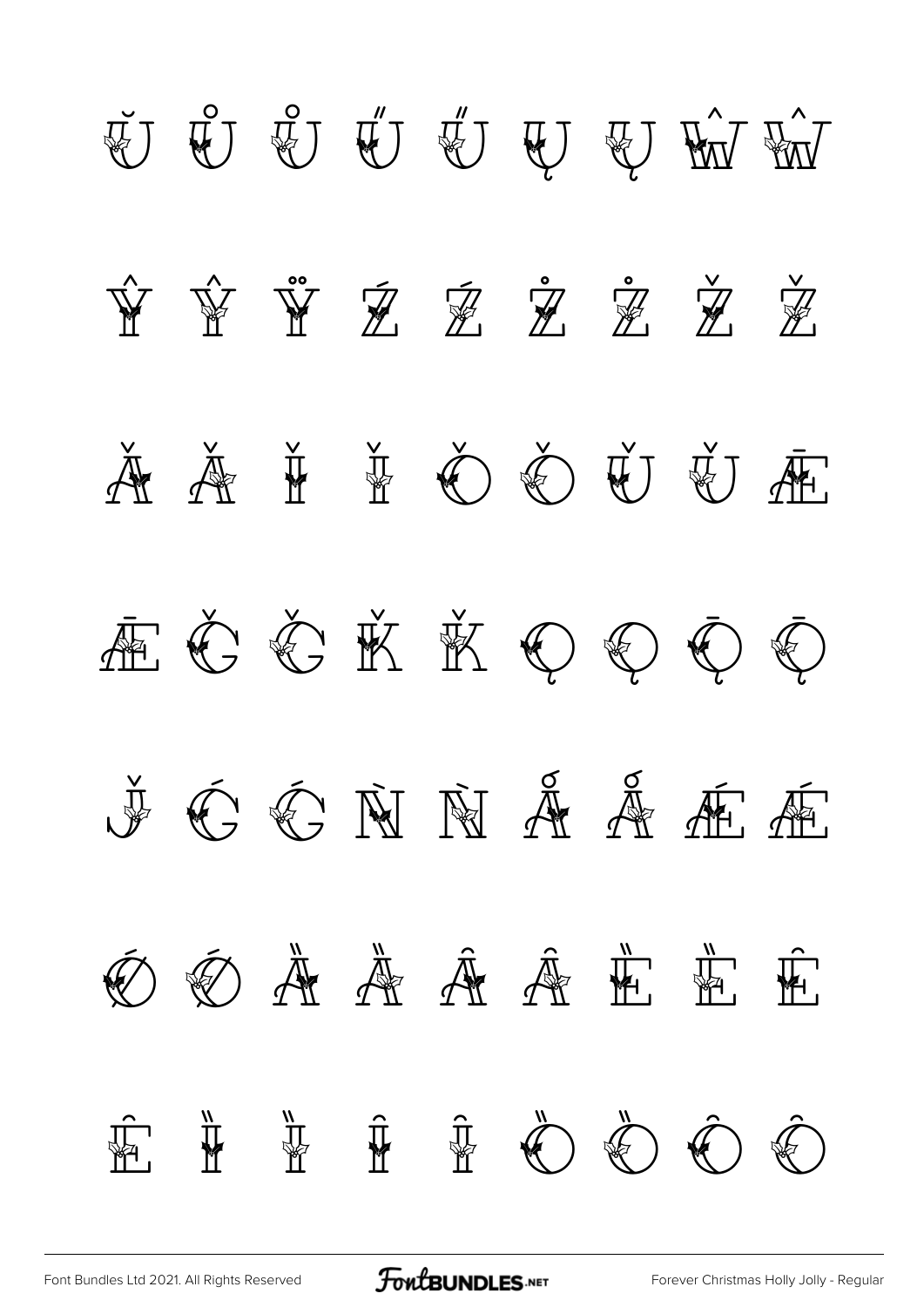Ŭ Ů Ů Ű Ű Ų Ų Ŵ Ŵ

Ŷ Ŷ Ÿ Ź Ź Ż Ż Ž Ž

Ǎ Ǎ Ǐ Ǐ Ǒ Ǒ Ǔ Ǔ Ǣ

Ǣ Ǧ Ǧ Ǩ Ǩ Ǫ Ǫ Ǭ Ǭ

J̌ Ǵ Ǵ Ǹ Ǹ Ǻ Ǻ Ǽ Ǽ

Ǿ Ǿ Ȁ Ȁ Ȃ Ȃ Ȅ Ȅ Ȇ

Ȇ Ȉ Ȉ Ȋ Ȋ Ȍ Ȍ Ȏ Ȏ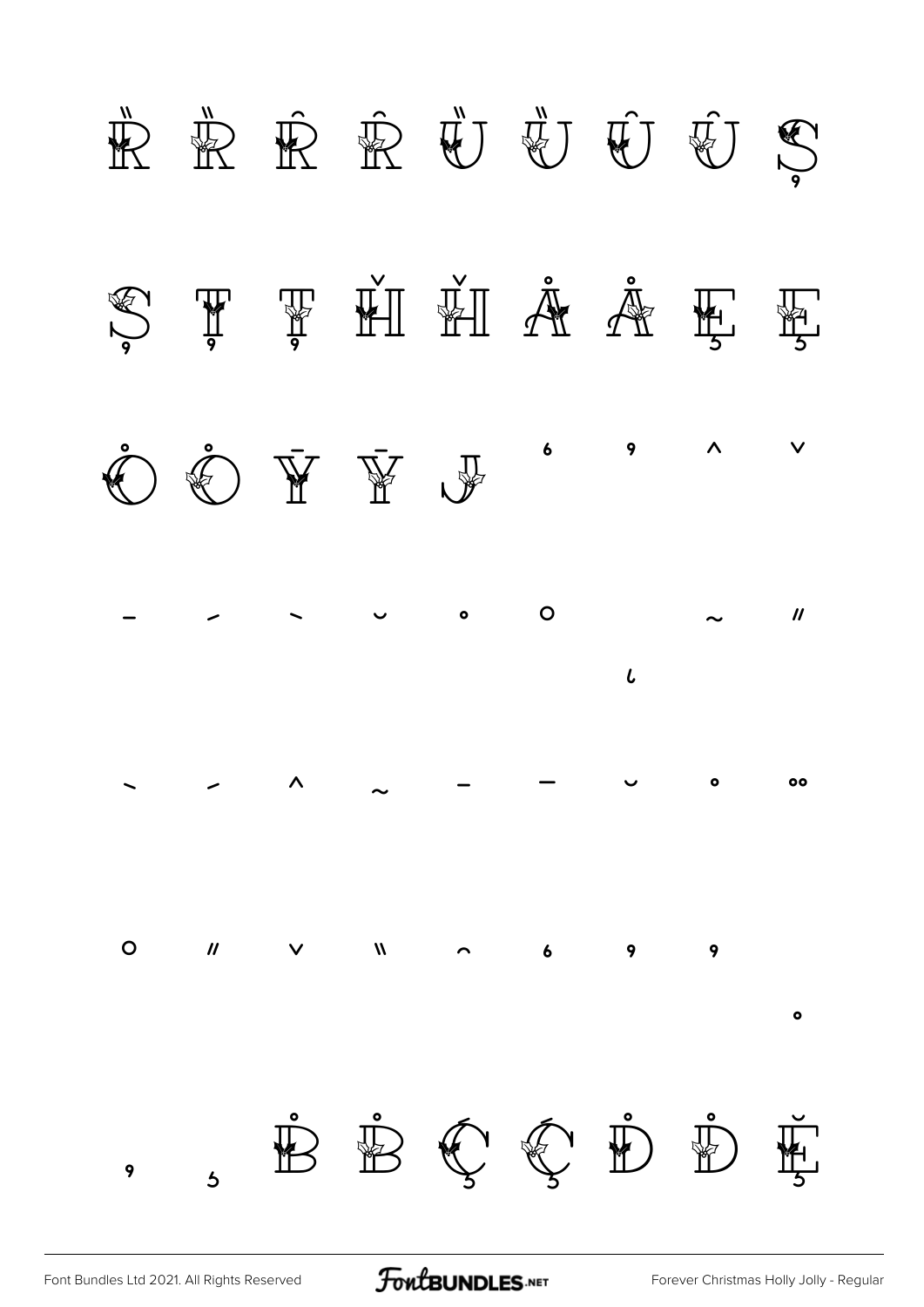Ȑ Ȑ Ȓ Ȓ Ȕ Ȕ Ȗ Ȗ Ș

Ș Ț Ț Ȟ Ȟ Ǻ Ǻ Ȩ Ȩ

Ȯ Ȯ Ȳ Ȳ ȷ ʻ ʼ ˆ ˇ

ˉ ˊ ˋ ˘ ˙ ˚ ˛ ˜ ˝

ˋ ˊ ˆ ˜ ˉ ¯ ˘ ˙ ¨

˚ ˝ ˇ ̏ ̑ ̒ ̓ ̔ ̥

̦ ̧ Ḃ Ḃ Ḉ Ḉ Ḋ Ḋ Ḝ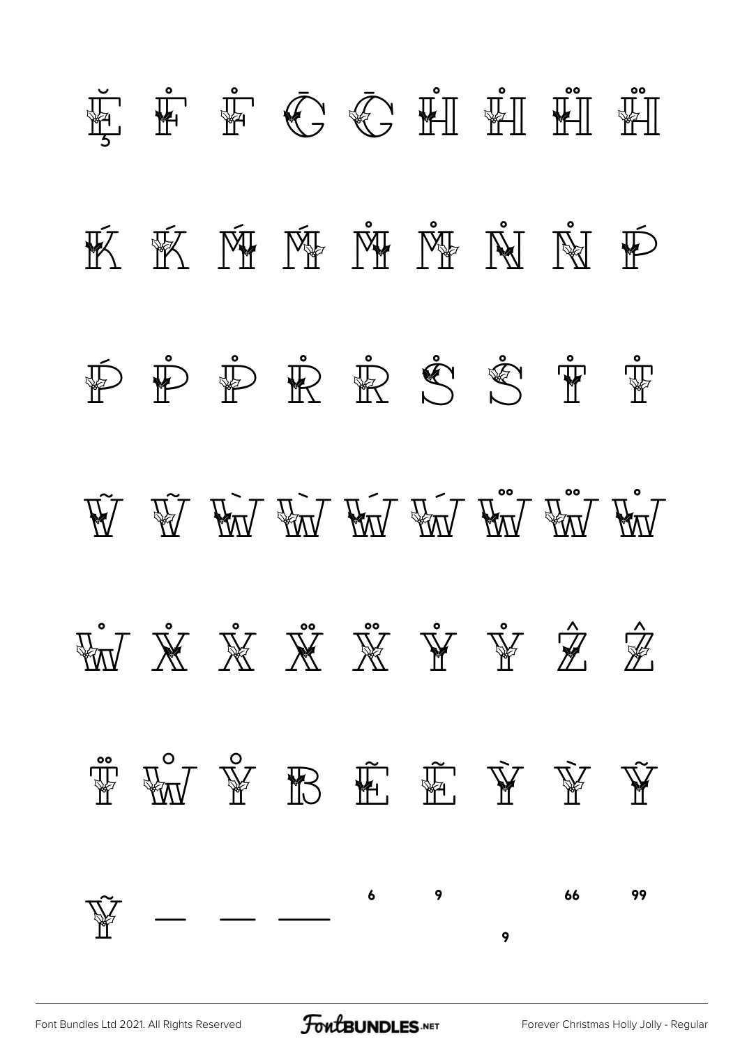Ĕ Ḟ Ḟ Ḡ Ḡ Ḣ Ḣ Ḧ Ḧ

Ḱ Ḱ Ḿ Ḿ Ṁ Ṁ Ṅ Ṅ Ṕ

Ṕ Ṗ Ṗ Ṙ Ṙ Ṥ Ṥ Ṫ Ṫ

Ṽ Ṽ Ẁ Ẁ Ẃ Ẃ Ẅ Ẅ Ẇ

Ẇ Ẋ Ẋ Ẍ Ẍ Ẏ Ẏ Ẑ Ẑ

T̈ W̊ Y̊ ẞ Ẽ Ẽ Ỳ Ỳ Ỹ

Ỹ ‒ – — ‘ ’ ‚ “ ”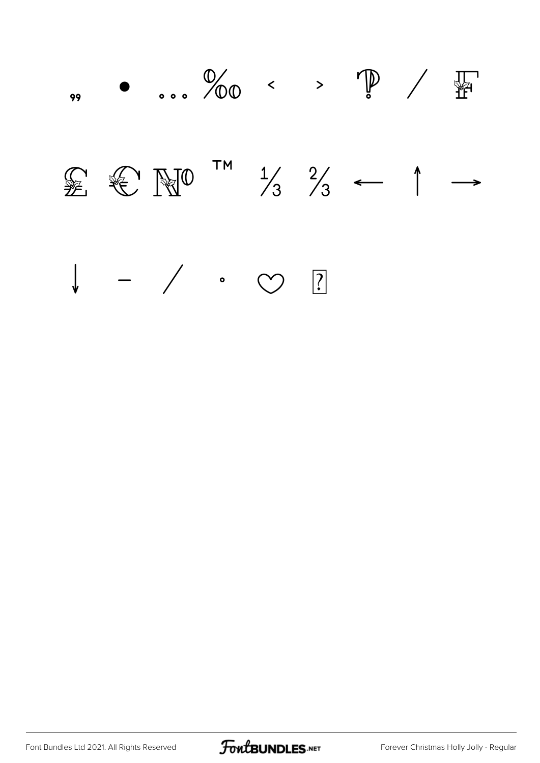„ • … ‰ ‹ › ₱ ⁄ ₣

£ € № ™ ⅓ ⅔ ← ↑ →

↓ − ∕ ∙ ♡